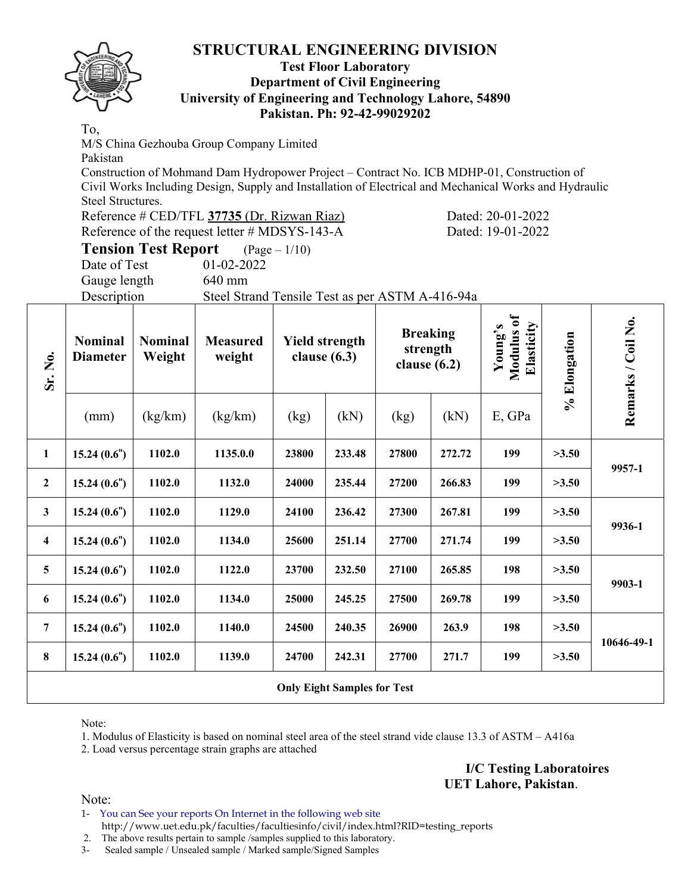# STRUCTURAL ENGINEERING DIVISION

**Test Floor Laboratory**
**Department of Civil Engineering**
**University of Engineering and Technology Lahore, 54890**
**Pakistan. Ph: 92-42-99029202**

To,
M/S China Gezhouba Group Company Limited
Pakistan
Construction of Mohmand Dam Hydropower Project – Contract No. ICB MDHP-01, Construction of Civil Works Including Design, Supply and Installation of Electrical and Mechanical Works and Hydraulic Steel Structures.

Reference # CED/TFL **37735** (Dr. Rizwan Riaz) Dated: 20-01-2022
Reference of the request letter # MDSYS-143-A Dated: 19-01-2022

## Tension Test Report (Page – 1/10)

Date of Test 01-02-2022
Gauge length 640 mm
Description Steel Strand Tensile Test as per ASTM A-416-94a

| Sr. No. | Nominal Diameter | Nominal Weight | Measured weight | Yield strength clause (6.3) | | Breaking strength clause (6.2) | | Young's Modulus of Elasticity | % Elongation | Remarks / Coil No. |
|---|---|---|---|---|---|---|---|---|---|---|
| | (mm) | (kg/km) | (kg/km) | (kg) | (kN) | (kg) | (kN) | E, GPa | | |
| **1** | **15.24 (0.6")** | **1102.0** | **1135.0.0** | **23800** | **233.48** | **27800** | **272.72** | **199** | **>3.50** | **9957-1** |
| **2** | **15.24 (0.6")** | **1102.0** | **1132.0** | **24000** | **235.44** | **27200** | **266.83** | **199** | **>3.50** | |
| **3** | **15.24 (0.6")** | **1102.0** | **1129.0** | **24100** | **236.42** | **27300** | **267.81** | **199** | **>3.50** | **9936-1** |
| **4** | **15.24 (0.6")** | **1102.0** | **1134.0** | **25600** | **251.14** | **27700** | **271.74** | **199** | **>3.50** | |
| **5** | **15.24 (0.6")** | **1102.0** | **1122.0** | **23700** | **232.50** | **27100** | **265.85** | **198** | **>3.50** | **9903-1** |
| **6** | **15.24 (0.6")** | **1102.0** | **1134.0** | **25000** | **245.25** | **27500** | **269.78** | **199** | **>3.50** | |
| **7** | **15.24 (0.6")** | **1102.0** | **1140.0** | **24500** | **240.35** | **26900** | **263.9** | **198** | **>3.50** | **10646-49-1** |
| **8** | **15.24 (0.6")** | **1102.0** | **1139.0** | **24700** | **242.31** | **27700** | **271.7** | **199** | **>3.50** | |
| **Only Eight Samples for Test** | | | | | | | | | | |

Note:
1. Modulus of Elasticity is based on nominal steel area of the steel strand vide clause 13.3 of ASTM – A416a
2. Load versus percentage strain graphs are attached

**I/C Testing Laboratoires**
**UET Lahore, Pakistan**.

Note:
1- You can See your reports On Internet in the following web site
http://www.uet.edu.pk/faculties/facultiesinfo/civil/index.html?RID=testing_reports
2. The above results pertain to sample /samples supplied to this laboratory.
3- Sealed sample / Unsealed sample / Marked sample/Signed Samples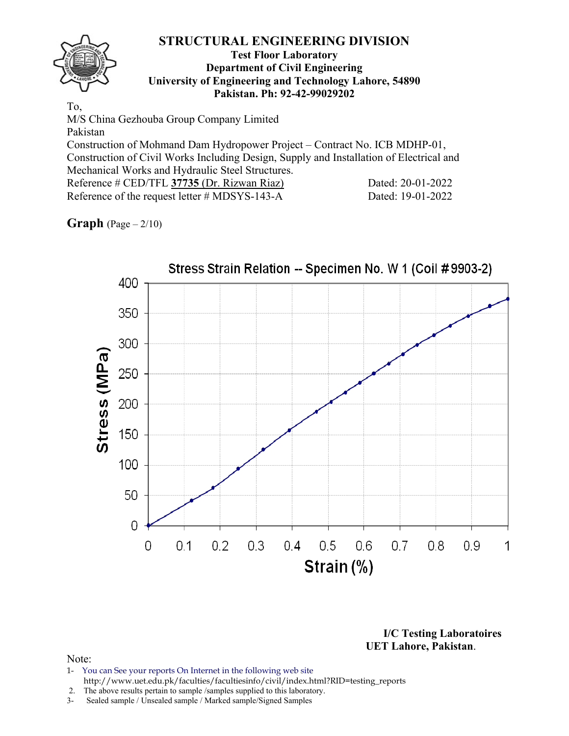# STRUCTURAL ENGINEERING DIVISION

**Test Floor Laboratory**
**Department of Civil Engineering**
**University of Engineering and Technology Lahore, 54890**
**Pakistan. Ph: 92-42-99029202**

To,
M/S China Gezhouba Group Company Limited
Pakistan
Construction of Mohmand Dam Hydropower Project – Contract No. ICB MDHP-01, Construction of Civil Works Including Design, Supply and Installation of Electrical and Mechanical Works and Hydraulic Steel Structures.

Reference # CED/TFL **37735** (Dr. Rizwan Riaz) Dated: 20-01-2022
Reference of the request letter # MDSYS-143-A Dated: 19-01-2022

**Graph** (Page – 2/10)

Stress Strain Relation -- Specimen No. W 1 (Coil #9903-2)

Stress (MPa)

Strain (%)

**I/C Testing Laboratoires**
**UET Lahore, Pakistan**.

Note:
1- You can See your reports On Internet in the following web site
http://www.uet.edu.pk/faculties/facultiesinfo/civil/index.html?RID=testing_reports
2. The above results pertain to sample /samples supplied to this laboratory.
3- Sealed sample / Unsealed sample / Marked sample/Signed Samples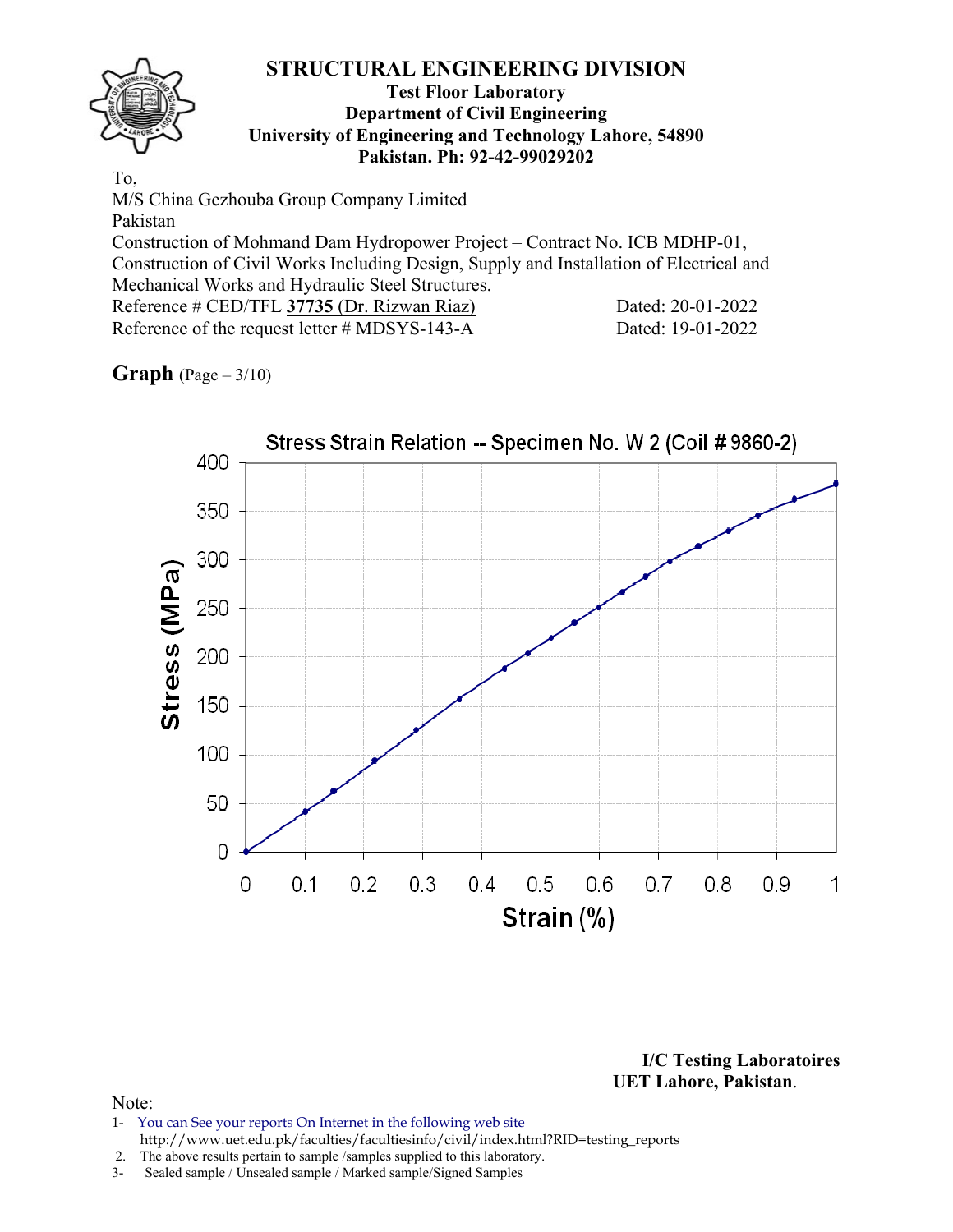# STRUCTURAL ENGINEERING DIVISION

**Test Floor Laboratory**
**Department of Civil Engineering**
**University of Engineering and Technology Lahore, 54890**
**Pakistan. Ph: 92-42-99029202**

To,
M/S China Gezhouba Group Company Limited
Pakistan
Construction of Mohmand Dam Hydropower Project – Contract No. ICB MDHP-01, Construction of Civil Works Including Design, Supply and Installation of Electrical and Mechanical Works and Hydraulic Steel Structures.

Reference # CED/TFL **37735** (Dr. Rizwan Riaz) Dated: 20-01-2022
Reference of the request letter # MDSYS-143-A Dated: 19-01-2022

**Graph** (Page – 3/10)

Stress Strain Relation -- Specimen No. W 2 (Coil # 9860-2)

Stress (MPa)

Strain (%)

**I/C Testing Laboratoires**
**UET Lahore, Pakistan.**

Note:
1- You can See your reports On Internet in the following web site
http://www.uet.edu.pk/faculties/facultiesinfo/civil/index.html?RID=testing_reports
2. The above results pertain to sample /samples supplied to this laboratory.
3- Sealed sample / Unsealed sample / Marked sample/Signed Samples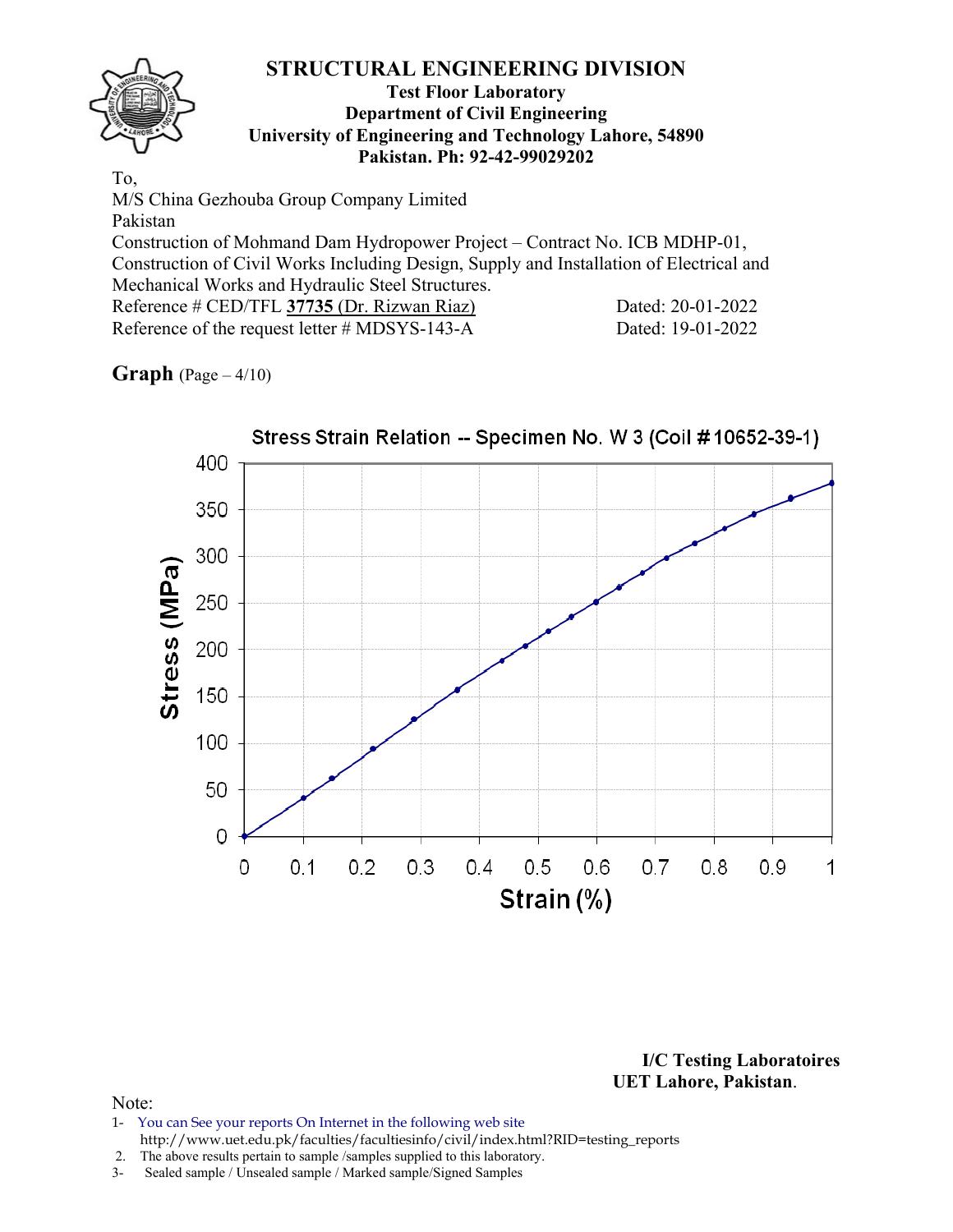# STRUCTURAL ENGINEERING DIVISION

**Test Floor Laboratory**
**Department of Civil Engineering**
**University of Engineering and Technology Lahore, 54890**
**Pakistan. Ph: 92-42-99029202**

To,
M/S China Gezhouba Group Company Limited
Pakistan
Construction of Mohmand Dam Hydropower Project – Contract No. ICB MDHP-01, Construction of Civil Works Including Design, Supply and Installation of Electrical and Mechanical Works and Hydraulic Steel Structures.
Reference # CED/TFL **37735** (Dr. Rizwan Riaz) Dated: 20-01-2022
Reference of the request letter # MDSYS-143-A Dated: 19-01-2022

**Graph** (Page – 4/10)

Stress Strain Relation -- Specimen No. W 3 (Coil #10652-39-1)

Stress (MPa)

Strain (%)

**I/C Testing Laboratoires**
**UET Lahore, Pakistan.**

Note:
1- You can See your reports On Internet in the following web site
http://www.uet.edu.pk/faculties/facultiesinfo/civil/index.html?RID=testing_reports
2. The above results pertain to sample /samples supplied to this laboratory.
3- Sealed sample / Unsealed sample / Marked sample/Signed Samples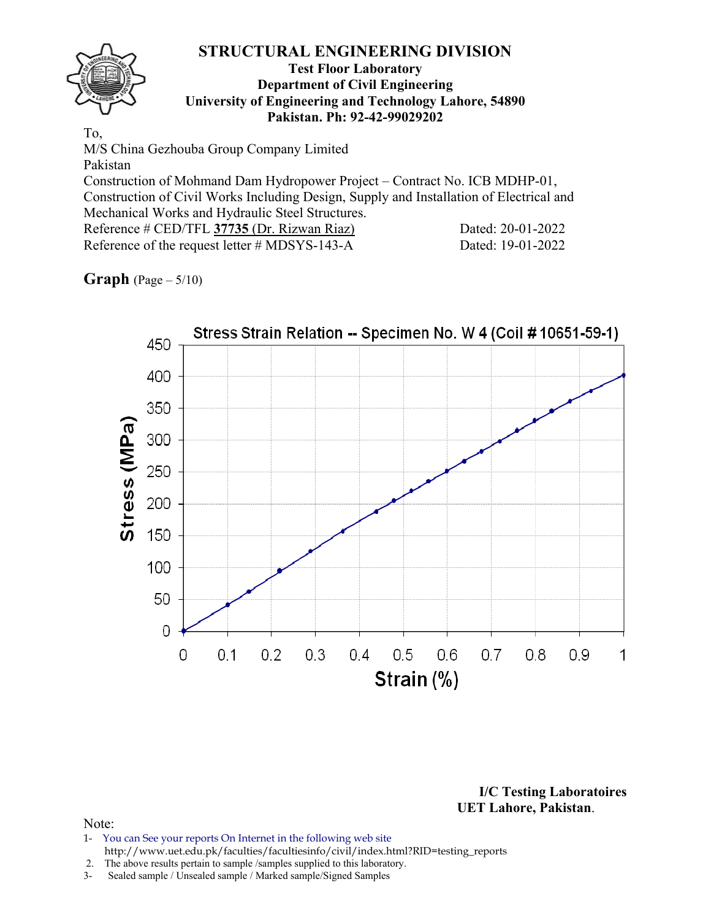# STRUCTURAL ENGINEERING DIVISION

**Test Floor Laboratory**
**Department of Civil Engineering**
**University of Engineering and Technology Lahore, 54890**
**Pakistan. Ph: 92-42-99029202**

To,
M/S China Gezhouba Group Company Limited
Pakistan
Construction of Mohmand Dam Hydropower Project – Contract No. ICB MDHP-01, Construction of Civil Works Including Design, Supply and Installation of Electrical and Mechanical Works and Hydraulic Steel Structures.
Reference # CED/TFL **37735** (Dr. Rizwan Riaz) Dated: 20-01-2022
Reference of the request letter # MDSYS-143-A Dated: 19-01-2022

**Graph** (Page – 5/10)

Stress Strain Relation -- Specimen No. W 4 (Coil # 10651-59-1)

**I/C Testing Laboratoires**
**UET Lahore, Pakistan**.

Note:
1- You can See your reports On Internet in the following web site
http://www.uet.edu.pk/faculties/facultiesinfo/civil/index.html?RID=testing_reports
2. The above results pertain to sample /samples supplied to this laboratory.
3- Sealed sample / Unsealed sample / Marked sample/Signed Samples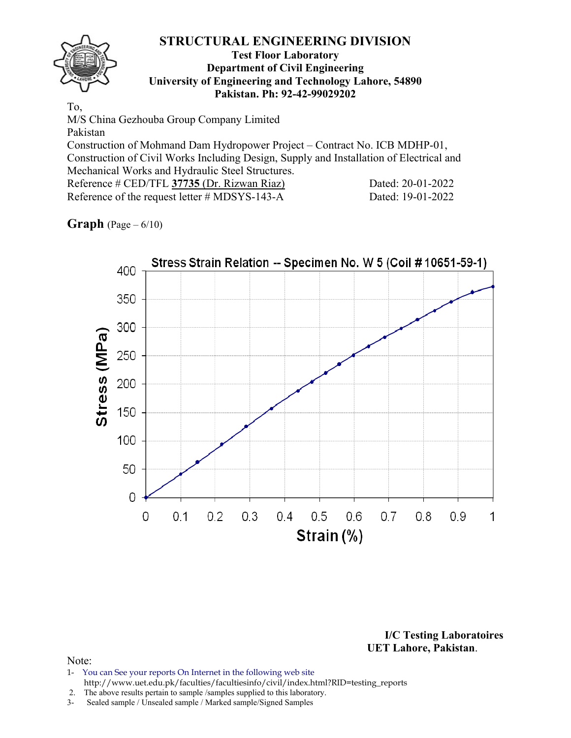# STRUCTURAL ENGINEERING DIVISION

**Test Floor Laboratory**
**Department of Civil Engineering**
**University of Engineering and Technology Lahore, 54890**
**Pakistan. Ph: 92-42-99029202**

To,
M/S China Gezhouba Group Company Limited
Pakistan
Construction of Mohmand Dam Hydropower Project – Contract No. ICB MDHP-01, Construction of Civil Works Including Design, Supply and Installation of Electrical and Mechanical Works and Hydraulic Steel Structures.
Reference # CED/TFL **37735** (Dr. Rizwan Riaz) Dated: 20-01-2022
Reference of the request letter # MDSYS-143-A Dated: 19-01-2022

**Graph** (Page – 6/10)

Stress Strain Relation -- Specimen No. W 5 (Coil # 10651-59-1)

Stress (MPa)

Strain (%)

**I/C Testing Laboratoires**
**UET Lahore, Pakistan**.

Note:
1- You can See your reports On Internet in the following web site
http://www.uet.edu.pk/faculties/facultiesinfo/civil/index.html?RID=testing_reports
2. The above results pertain to sample /samples supplied to this laboratory.
3- Sealed sample / Unsealed sample / Marked sample/Signed Samples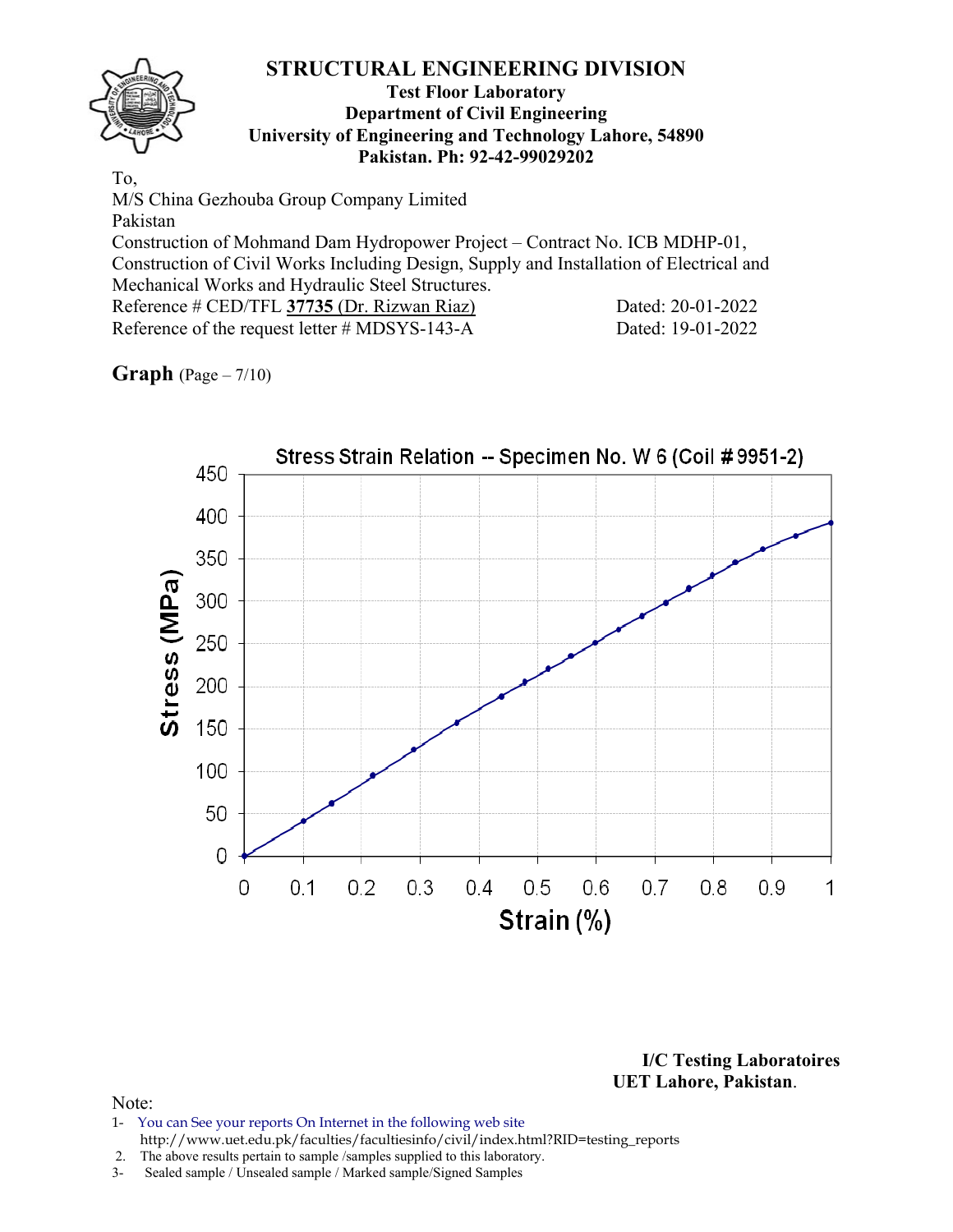# STRUCTURAL ENGINEERING DIVISION

**Test Floor Laboratory**
**Department of Civil Engineering**
**University of Engineering and Technology Lahore, 54890**
**Pakistan. Ph: 92-42-99029202**

To,
M/S China Gezhouba Group Company Limited
Pakistan
Construction of Mohmand Dam Hydropower Project – Contract No. ICB MDHP-01, Construction of Civil Works Including Design, Supply and Installation of Electrical and Mechanical Works and Hydraulic Steel Structures.

Reference # CED/TFL **37735** (Dr. Rizwan Riaz) Dated: 20-01-2022
Reference of the request letter # MDSYS-143-A Dated: 19-01-2022

**Graph** (Page – 7/10)

Stress Strain Relation -- Specimen No. W 6 (Coil # 9951-2)

Stress (MPa) vs. Strain (%)

**I/C Testing Laboratoires**
**UET Lahore, Pakistan.**

Note:
1- You can See your reports On Internet in the following web site
http://www.uet.edu.pk/faculties/facultiesinfo/civil/index.html?RID=testing_reports
2. The above results pertain to sample /samples supplied to this laboratory.
3- Sealed sample / Unsealed sample / Marked sample/Signed Samples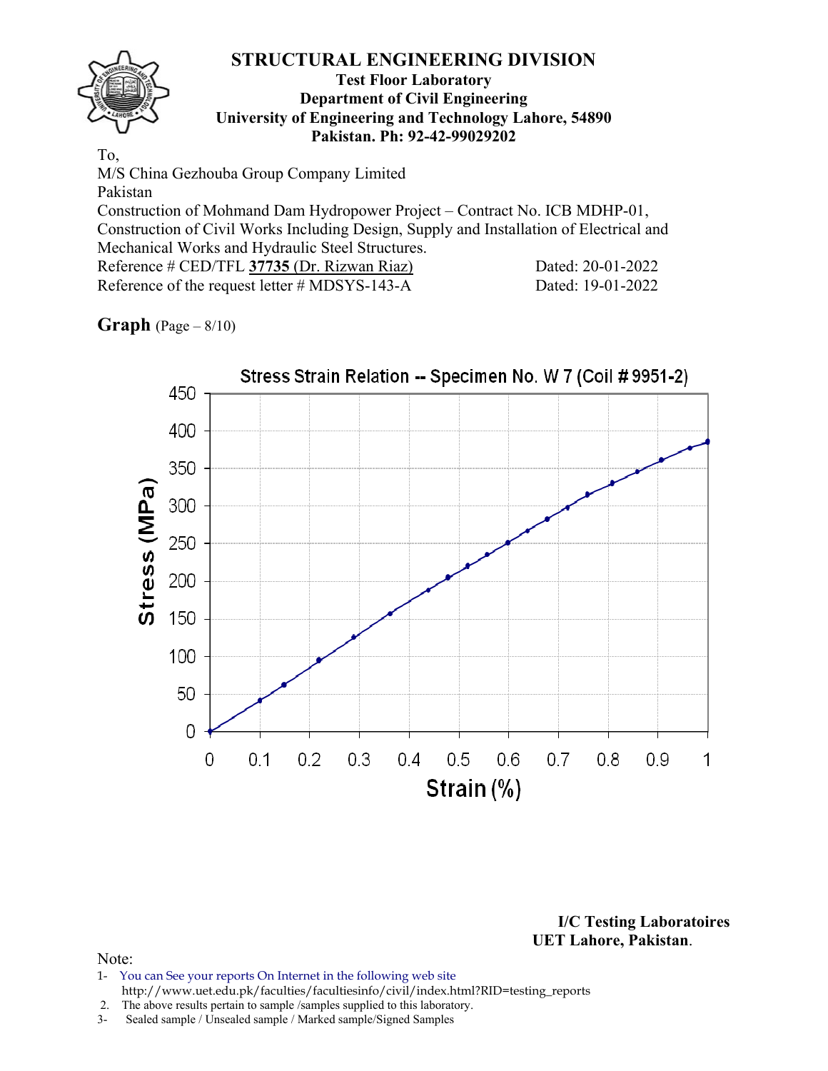# STRUCTURAL ENGINEERING DIVISION

**Test Floor Laboratory**
**Department of Civil Engineering**
**University of Engineering and Technology Lahore, 54890**
**Pakistan. Ph: 92-42-99029202**

To,
M/S China Gezhouba Group Company Limited
Pakistan
Construction of Mohmand Dam Hydropower Project – Contract No. ICB MDHP-01, Construction of Civil Works Including Design, Supply and Installation of Electrical and Mechanical Works and Hydraulic Steel Structures.

Reference # CED/TFL **37735** (Dr. Rizwan Riaz) Dated: 20-01-2022
Reference of the request letter # MDSYS-143-A Dated: 19-01-2022

**Graph** (Page – 8/10)

Stress Strain Relation -- Specimen No. W 7 (Coil # 9951-2)

Stress (MPa)

Strain (%)

**I/C Testing Laboratoires**
**UET Lahore, Pakistan.**

Note:
1- You can See your reports On Internet in the following web site
http://www.uet.edu.pk/faculties/facultiesinfo/civil/index.html?RID=testing_reports
2. The above results pertain to sample /samples supplied to this laboratory.
3- Sealed sample / Unsealed sample / Marked sample/Signed Samples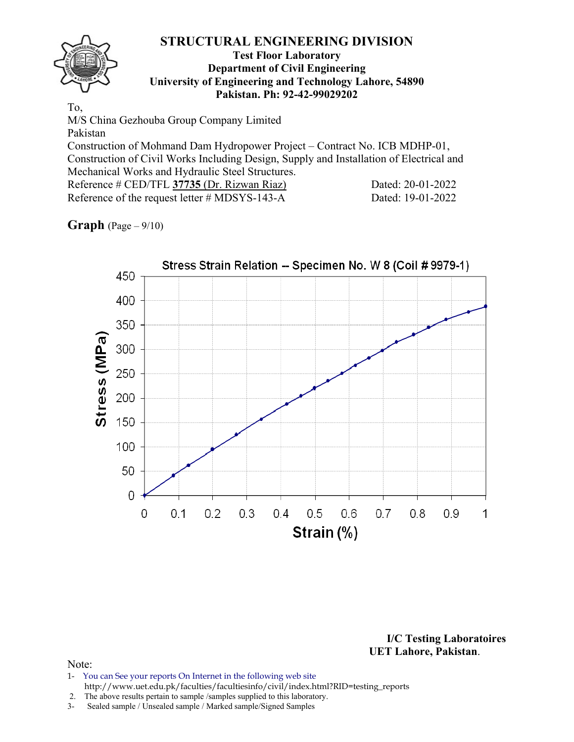# STRUCTURAL ENGINEERING DIVISION

**Test Floor Laboratory**
**Department of Civil Engineering**
**University of Engineering and Technology Lahore, 54890**
**Pakistan. Ph: 92-42-99029202**

To,
M/S China Gezhouba Group Company Limited
Pakistan
Construction of Mohmand Dam Hydropower Project – Contract No. ICB MDHP-01, Construction of Civil Works Including Design, Supply and Installation of Electrical and Mechanical Works and Hydraulic Steel Structures.

Reference # CED/TFL **37735** (Dr. Rizwan Riaz) Dated: 20-01-2022
Reference of the request letter # MDSYS-143-A Dated: 19-01-2022

**Graph** (Page – 9/10)

Stress Strain Relation -- Specimen No. W 8 (Coil # 9979-1)

**I/C Testing Laboratoires**
**UET Lahore, Pakistan**.

Note:
1- You can See your reports On Internet in the following web site
http://www.uet.edu.pk/faculties/facultiesinfo/civil/index.html?RID=testing_reports
2. The above results pertain to sample /samples supplied to this laboratory.
3- Sealed sample / Unsealed sample / Marked sample/Signed Samples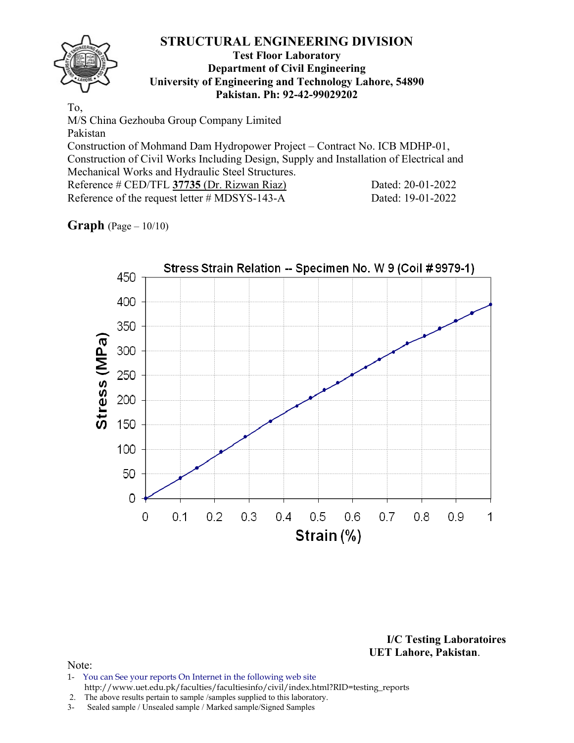# STRUCTURAL ENGINEERING DIVISION

**Test Floor Laboratory**
**Department of Civil Engineering**
**University of Engineering and Technology Lahore, 54890**
**Pakistan. Ph: 92-42-99029202**

To,
M/S China Gezhouba Group Company Limited
Pakistan
Construction of Mohmand Dam Hydropower Project – Contract No. ICB MDHP-01, Construction of Civil Works Including Design, Supply and Installation of Electrical and Mechanical Works and Hydraulic Steel Structures.
Reference # CED/TFL **37735** (Dr. Rizwan Riaz) Dated: 20-01-2022
Reference of the request letter # MDSYS-143-A Dated: 19-01-2022

**Graph** (Page – 10/10)

Stress Strain Relation -- Specimen No. W 9 (Coil # 9979-1)

Stress (MPa) vs. Strain (%)

**I/C Testing Laboratoires**
**UET Lahore, Pakistan**.

Note:
1- You can See your reports On Internet in the following web site
http://www.uet.edu.pk/faculties/facultiesinfo/civil/index.html?RID=testing_reports
2. The above results pertain to sample /samples supplied to this laboratory.
3- Sealed sample / Unsealed sample / Marked sample/Signed Samples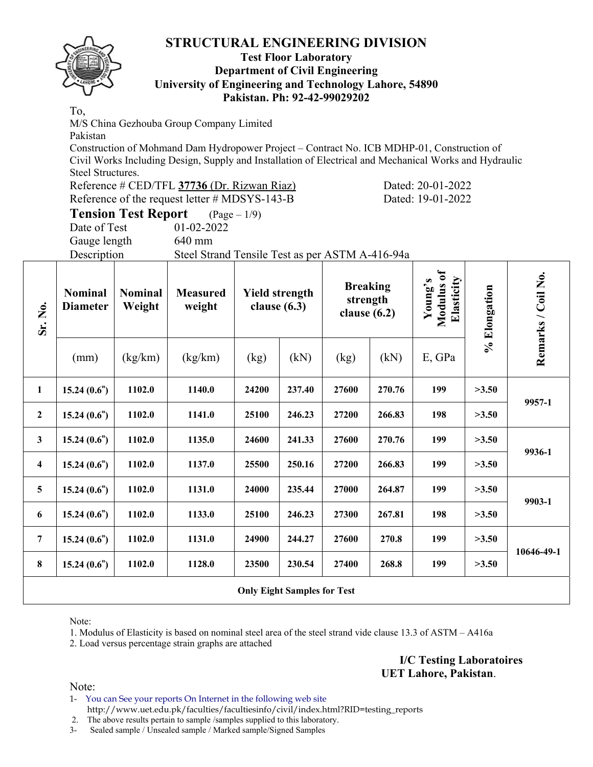# STRUCTURAL ENGINEERING DIVISION

**Test Floor Laboratory**
**Department of Civil Engineering**
**University of Engineering and Technology Lahore, 54890**
**Pakistan. Ph: 92-42-99029202**

To,
M/S China Gezhouba Group Company Limited
Pakistan
Construction of Mohmand Dam Hydropower Project – Contract No. ICB MDHP-01, Construction of Civil Works Including Design, Supply and Installation of Electrical and Mechanical Works and Hydraulic Steel Structures.

Reference # CED/TFL **37736** (Dr. Rizwan Riaz) Dated: 20-01-2022
Reference of the request letter # MDSYS-143-B Dated: 19-01-2022

## Tension Test Report (Page – 1/9)

Date of Test 01-02-2022
Gauge length 640 mm
Description Steel Strand Tensile Test as per ASTM A-416-94a

| Sr. No. | Nominal Diameter | Nominal Weight | Measured weight | Yield strength clause (6.3) | | Breaking strength clause (6.2) | | Young's Modulus of Elasticity | % Elongation | Remarks / Coil No. |
|---|---|---|---|---|---|---|---|---|---|---|
| | (mm) | (kg/km) | (kg/km) | (kg) | (kN) | (kg) | (kN) | E, GPa | | |
| **1** | **15.24 (0.6")** | **1102.0** | **1140.0** | **24200** | **237.40** | **27600** | **270.76** | **199** | **>3.50** | **9957-1** |
| **2** | **15.24 (0.6")** | **1102.0** | **1141.0** | **25100** | **246.23** | **27200** | **266.83** | **198** | **>3.50** | |
| **3** | **15.24 (0.6")** | **1102.0** | **1135.0** | **24600** | **241.33** | **27600** | **270.76** | **199** | **>3.50** | **9936-1** |
| **4** | **15.24 (0.6")** | **1102.0** | **1137.0** | **25500** | **250.16** | **27200** | **266.83** | **199** | **>3.50** | |
| **5** | **15.24 (0.6")** | **1102.0** | **1131.0** | **24000** | **235.44** | **27000** | **264.87** | **199** | **>3.50** | **9903-1** |
| **6** | **15.24 (0.6")** | **1102.0** | **1133.0** | **25100** | **246.23** | **27300** | **267.81** | **198** | **>3.50** | |
| **7** | **15.24 (0.6")** | **1102.0** | **1131.0** | **24900** | **244.27** | **27600** | **270.8** | **199** | **>3.50** | **10646-49-1** |
| **8** | **15.24 (0.6")** | **1102.0** | **1128.0** | **23500** | **230.54** | **27400** | **268.8** | **199** | **>3.50** | |
| **Only Eight Samples for Test** | | | | | | | | | | |

Note:
1. Modulus of Elasticity is based on nominal steel area of the steel strand vide clause 13.3 of ASTM – A416a
2. Load versus percentage strain graphs are attached

**I/C Testing Laboratoires**
**UET Lahore, Pakistan**.

Note:
1- You can See your reports On Internet in the following web site
http://www.uet.edu.pk/faculties/facultiesinfo/civil/index.html?RID=testing_reports
2. The above results pertain to sample /samples supplied to this laboratory.
3- Sealed sample / Unsealed sample / Marked sample/Signed Samples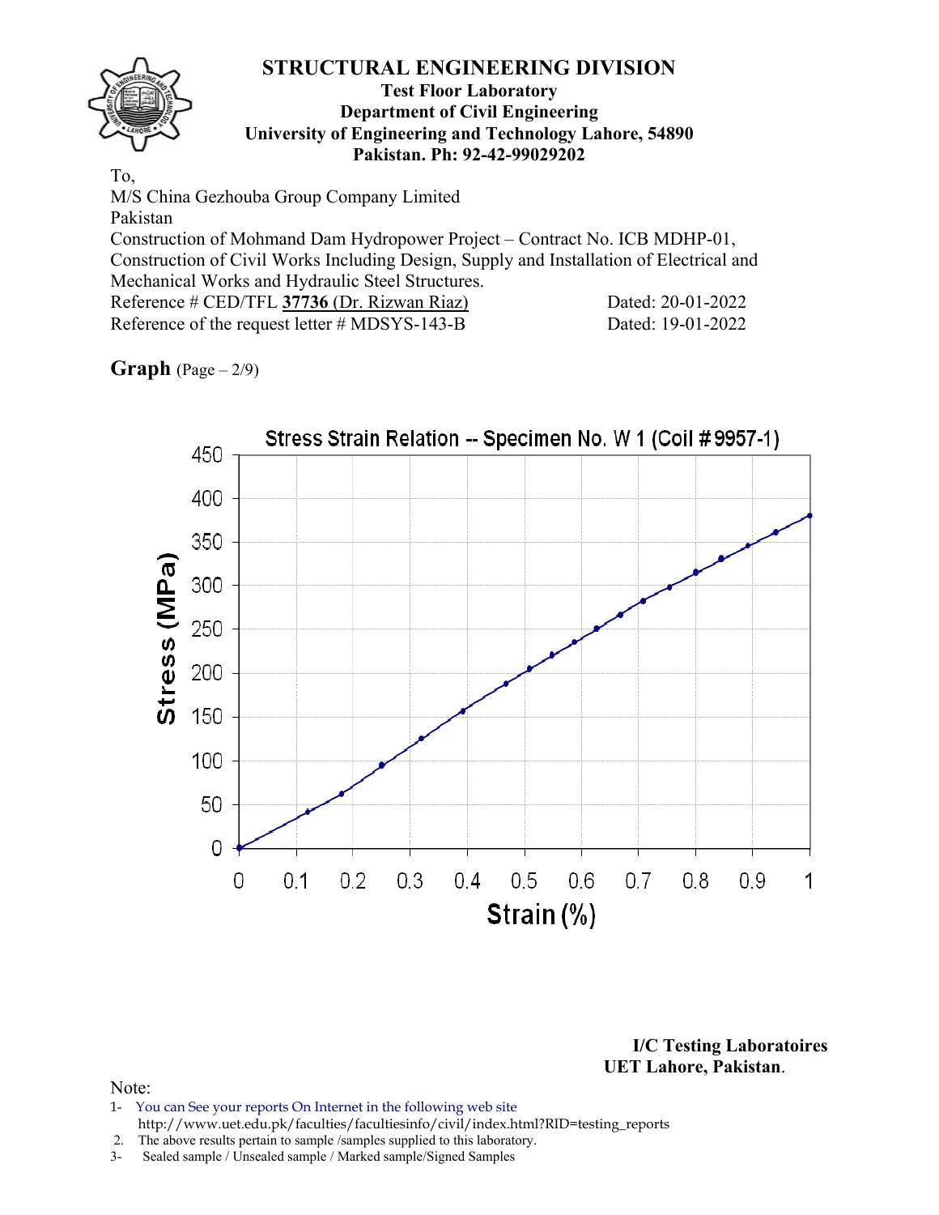# STRUCTURAL ENGINEERING DIVISION

**Test Floor Laboratory**
**Department of Civil Engineering**
**University of Engineering and Technology Lahore, 54890**
**Pakistan. Ph: 92-42-99029202**

To,
M/S China Gezhouba Group Company Limited
Pakistan
Construction of Mohmand Dam Hydropower Project – Contract No. ICB MDHP-01, Construction of Civil Works Including Design, Supply and Installation of Electrical and Mechanical Works and Hydraulic Steel Structures.
Reference # CED/TFL **37736** (Dr. Rizwan Riaz) Dated: 20-01-2022
Reference of the request letter # MDSYS-143-B Dated: 19-01-2022

**Graph** (Page – 2/9)

Stress Strain Relation -- Specimen No. W 1 (Coil # 9957-1)

Stress (MPa) vs. Strain (%)

**I/C Testing Laboratoires**
**UET Lahore, Pakistan**.

Note:
1- You can See your reports On Internet in the following web site
http://www.uet.edu.pk/faculties/facultiesinfo/civil/index.html?RID=testing_reports
2. The above results pertain to sample /samples supplied to this laboratory.
3- Sealed sample / Unsealed sample / Marked sample/Signed Samples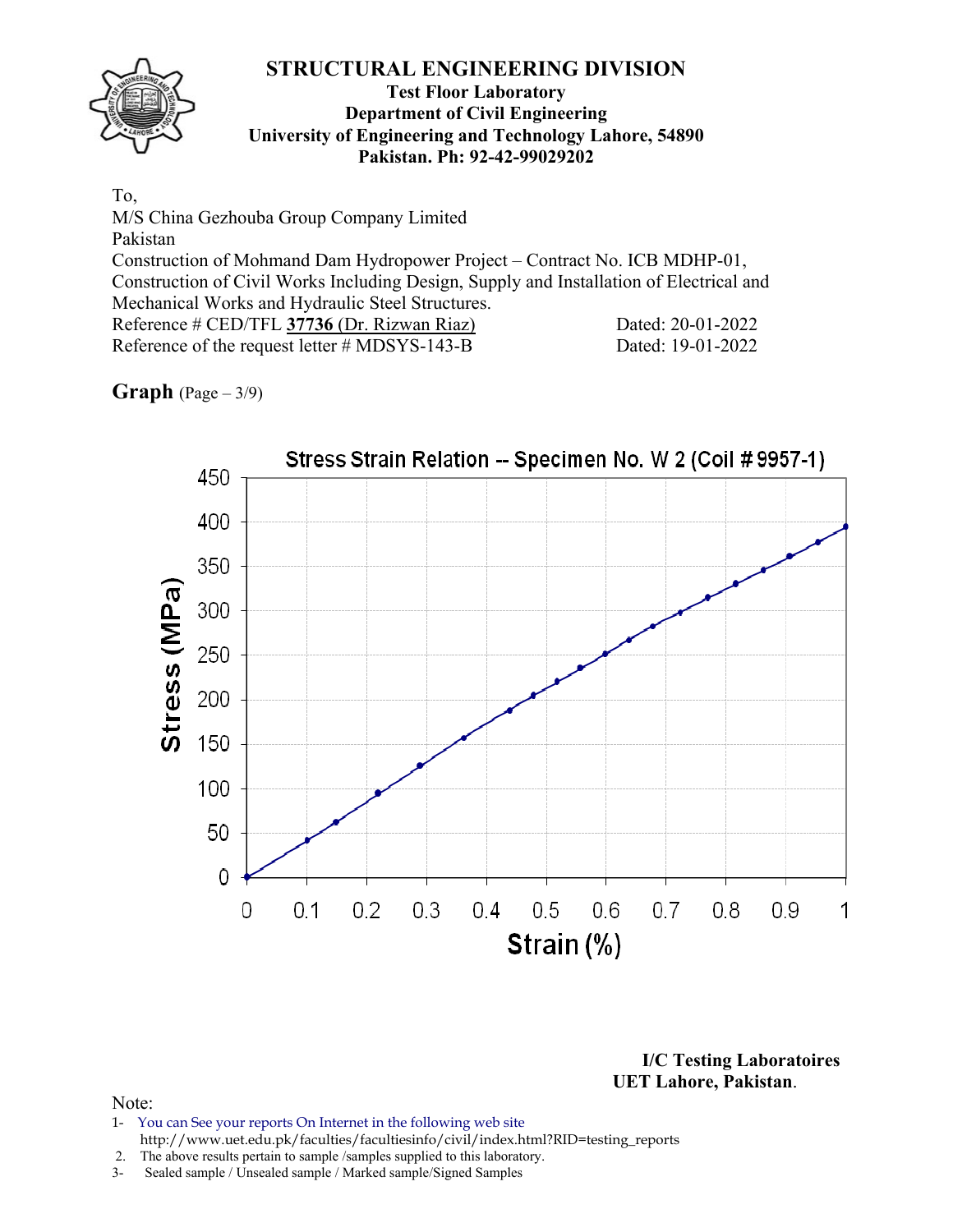# STRUCTURAL ENGINEERING DIVISION

**Test Floor Laboratory**
**Department of Civil Engineering**
**University of Engineering and Technology Lahore, 54890**
**Pakistan. Ph: 92-42-99029202**

To,
M/S China Gezhouba Group Company Limited
Pakistan
Construction of Mohmand Dam Hydropower Project – Contract No. ICB MDHP-01, Construction of Civil Works Including Design, Supply and Installation of Electrical and Mechanical Works and Hydraulic Steel Structures.

Reference # CED/TFL **37736** (Dr. Rizwan Riaz) Dated: 20-01-2022
Reference of the request letter # MDSYS-143-B Dated: 19-01-2022

**Graph** (Page – 3/9)

Stress Strain Relation -- Specimen No. W 2 (Coil # 9957-1)

Stress (MPa): 0, 50, 100, 150, 200, 250, 300, 350, 400, 450

Strain (%): 0, 0.1, 0.2, 0.3, 0.4, 0.5, 0.6, 0.7, 0.8, 0.9, 1

**I/C Testing Laboratoires**
**UET Lahore, Pakistan**.

Note:
1- You can See your reports On Internet in the following web site http://www.uet.edu.pk/faculties/facultiesinfo/civil/index.html?RID=testing_reports
2. The above results pertain to sample /samples supplied to this laboratory.
3- Sealed sample / Unsealed sample / Marked sample/Signed Samples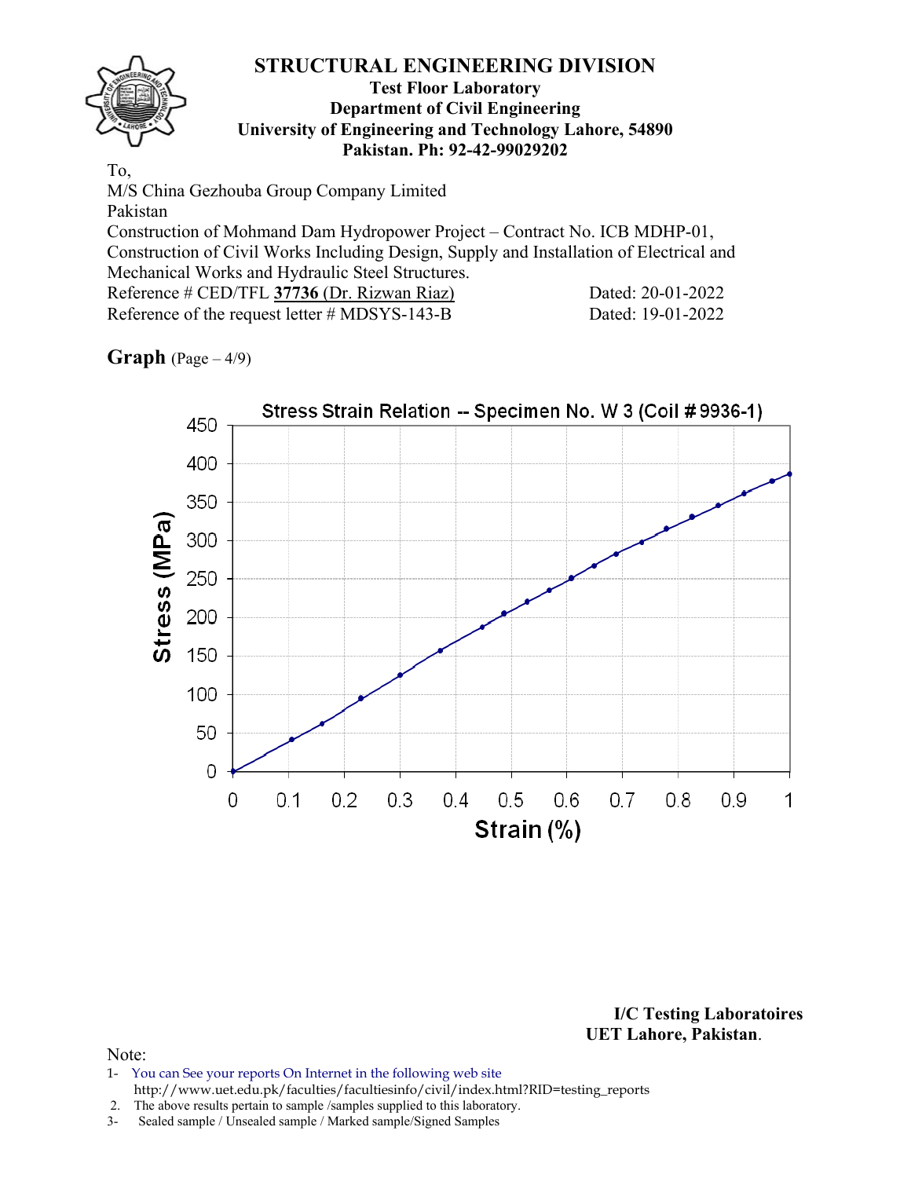# STRUCTURAL ENGINEERING DIVISION

**Test Floor Laboratory**
**Department of Civil Engineering**
**University of Engineering and Technology Lahore, 54890**
**Pakistan. Ph: 92-42-99029202**

To,
M/S China Gezhouba Group Company Limited
Pakistan
Construction of Mohmand Dam Hydropower Project – Contract No. ICB MDHP-01,
Construction of Civil Works Including Design, Supply and Installation of Electrical and Mechanical Works and Hydraulic Steel Structures.

Reference # CED/TFL **37736** (Dr. Rizwan Riaz) Dated: 20-01-2022
Reference of the request letter # MDSYS-143-B Dated: 19-01-2022

**Graph** (Page – 4/9)

Stress Strain Relation -- Specimen No. W 3 (Coil # 9936-1)

Stress (MPa) vs Strain (%)

**I/C Testing Laboratoires**
**UET Lahore, Pakistan**.

Note:
1- You can See your reports On Internet in the following web site
http://www.uet.edu.pk/faculties/facultiesinfo/civil/index.html?RID=testing_reports
2. The above results pertain to sample /samples supplied to this laboratory.
3- Sealed sample / Unsealed sample / Marked sample/Signed Samples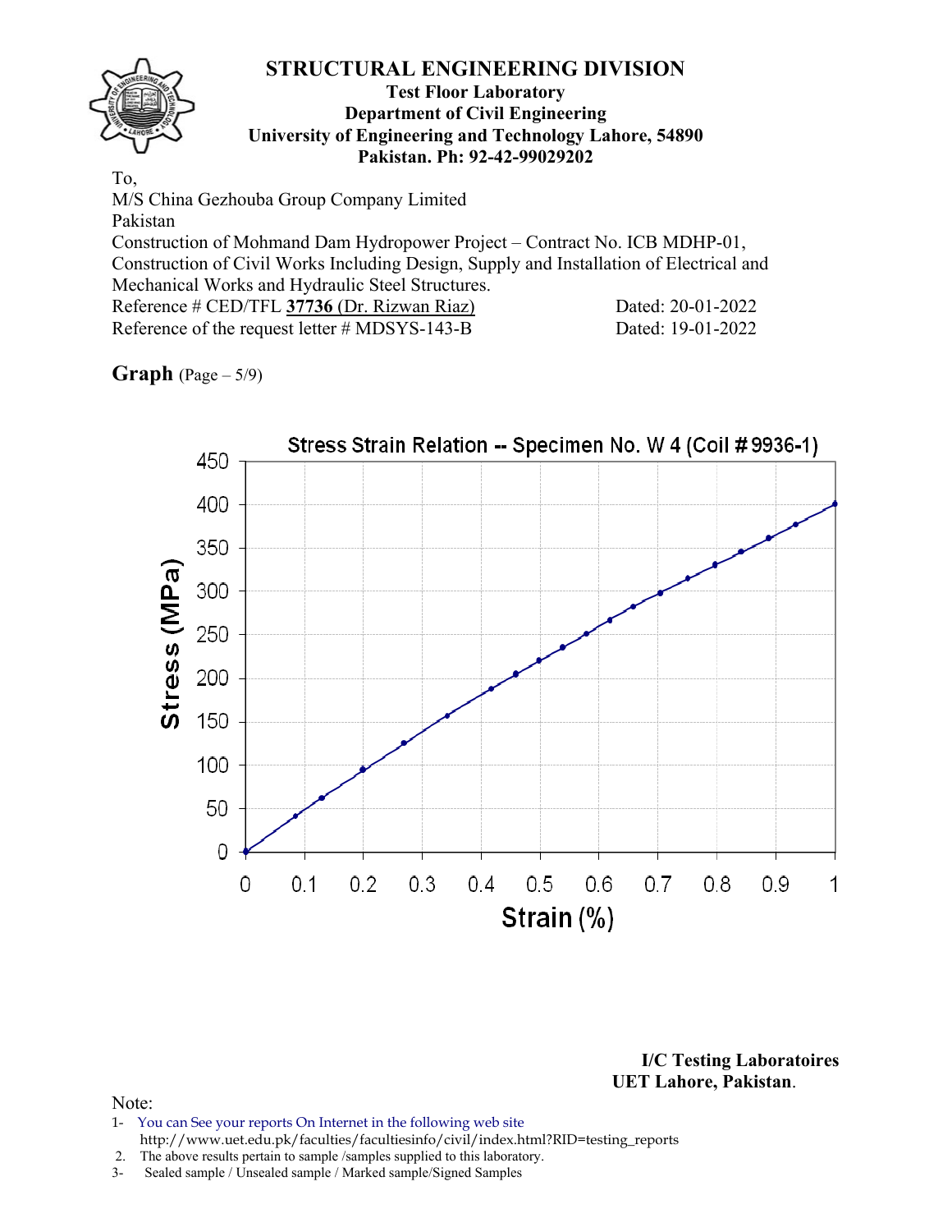# STRUCTURAL ENGINEERING DIVISION

**Test Floor Laboratory**
**Department of Civil Engineering**
**University of Engineering and Technology Lahore, 54890**
**Pakistan. Ph: 92-42-99029202**

To,
M/S China Gezhouba Group Company Limited
Pakistan
Construction of Mohmand Dam Hydropower Project – Contract No. ICB MDHP-01, Construction of Civil Works Including Design, Supply and Installation of Electrical and Mechanical Works and Hydraulic Steel Structures.
Reference # CED/TFL **37736** (Dr. Rizwan Riaz) Dated: 20-01-2022
Reference of the request letter # MDSYS-143-B Dated: 19-01-2022

**Graph** (Page – 5/9)

Stress Strain Relation -- Specimen No. W 4 (Coil # 9936-1)

Stress (MPa)

Strain (%)

**I/C Testing Laboratoires**
**UET Lahore, Pakistan**.

Note:
1- You can See your reports On Internet in the following web site
http://www.uet.edu.pk/faculties/facultiesinfo/civil/index.html?RID=testing_reports
2. The above results pertain to sample /samples supplied to this laboratory.
3- Sealed sample / Unsealed sample / Marked sample/Signed Samples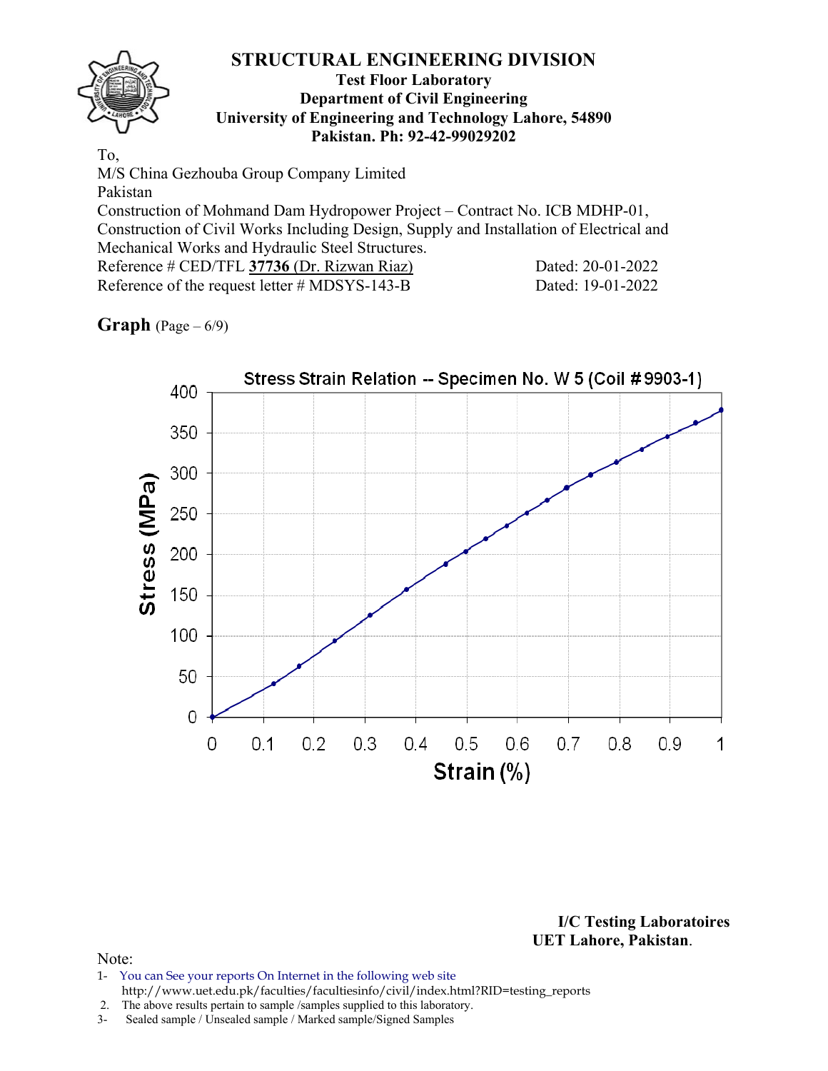# STRUCTURAL ENGINEERING DIVISION

**Test Floor Laboratory**
**Department of Civil Engineering**
**University of Engineering and Technology Lahore, 54890**
**Pakistan. Ph: 92-42-99029202**

To,
M/S China Gezhouba Group Company Limited
Pakistan
Construction of Mohmand Dam Hydropower Project – Contract No. ICB MDHP-01, Construction of Civil Works Including Design, Supply and Installation of Electrical and Mechanical Works and Hydraulic Steel Structures.
Reference # CED/TFL **37736** (Dr. Rizwan Riaz) Dated: 20-01-2022
Reference of the request letter # MDSYS-143-B Dated: 19-01-2022

**Graph** (Page – 6/9)

Stress Strain Relation -- Specimen No. W 5 (Coil #9903-1)

Stress (MPa)

Strain (%)

**I/C Testing Laboratoires**
**UET Lahore, Pakistan**.

Note:
1- You can See your reports On Internet in the following web site
http://www.uet.edu.pk/faculties/facultiesinfo/civil/index.html?RID=testing_reports
2. The above results pertain to sample /samples supplied to this laboratory.
3- Sealed sample / Unsealed sample / Marked sample/Signed Samples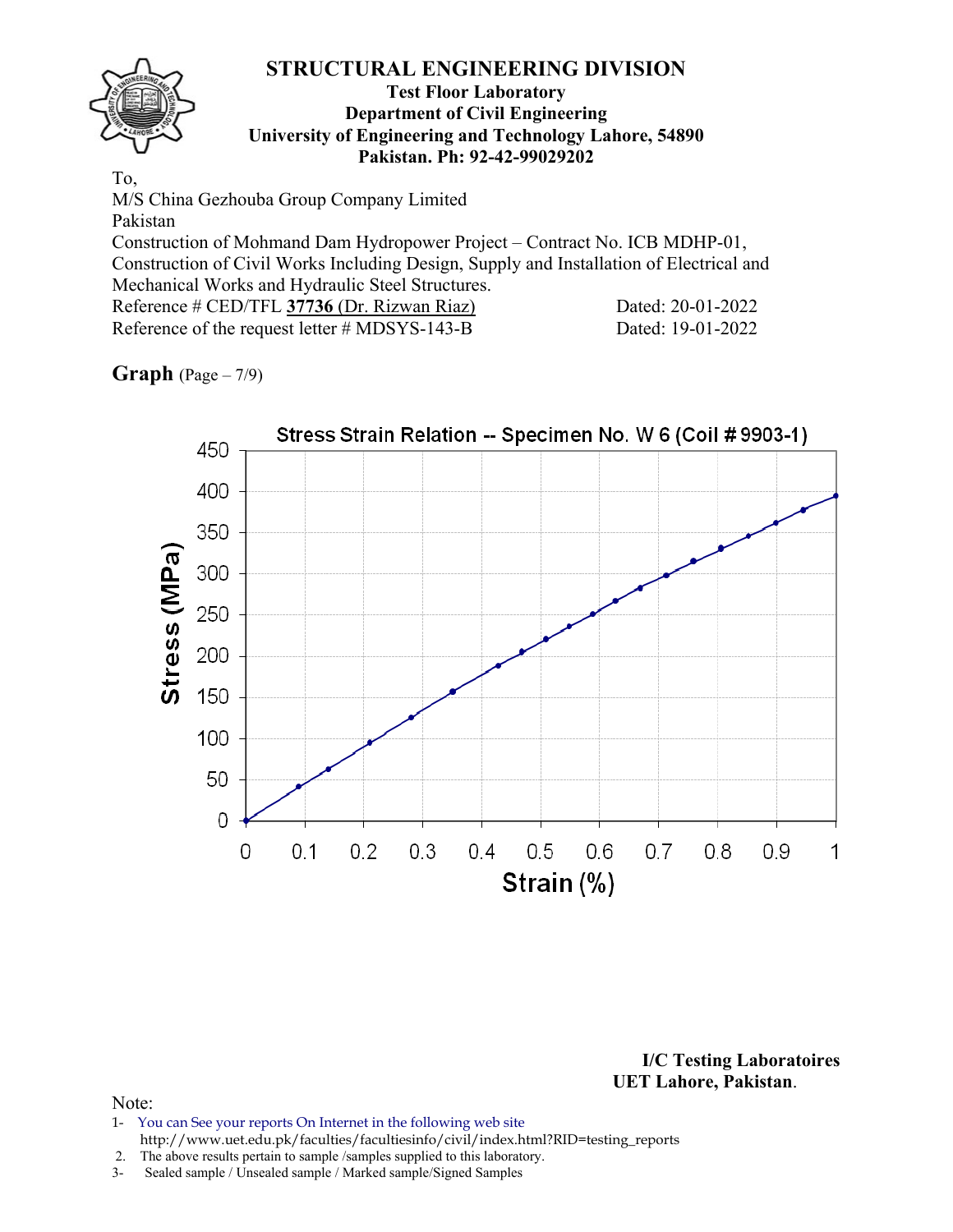# STRUCTURAL ENGINEERING DIVISION

**Test Floor Laboratory**
**Department of Civil Engineering**
**University of Engineering and Technology Lahore, 54890**
**Pakistan. Ph: 92-42-99029202**

To,
M/S China Gezhouba Group Company Limited
Pakistan
Construction of Mohmand Dam Hydropower Project – Contract No. ICB MDHP-01, Construction of Civil Works Including Design, Supply and Installation of Electrical and Mechanical Works and Hydraulic Steel Structures.
Reference # CED/TFL **37736** (Dr. Rizwan Riaz) Dated: 20-01-2022
Reference of the request letter # MDSYS-143-B Dated: 19-01-2022

**Graph** (Page – 7/9)

Stress Strain Relation -- Specimen No. W 6 (Coil # 9903-1)

Stress (MPa) vs. Strain (%)

**I/C Testing Laboratoires**
**UET Lahore, Pakistan.**

Note:
1- You can See your reports On Internet in the following web site
http://www.uet.edu.pk/faculties/facultiesinfo/civil/index.html?RID=testing_reports
2. The above results pertain to sample /samples supplied to this laboratory.
3- Sealed sample / Unsealed sample / Marked sample/Signed Samples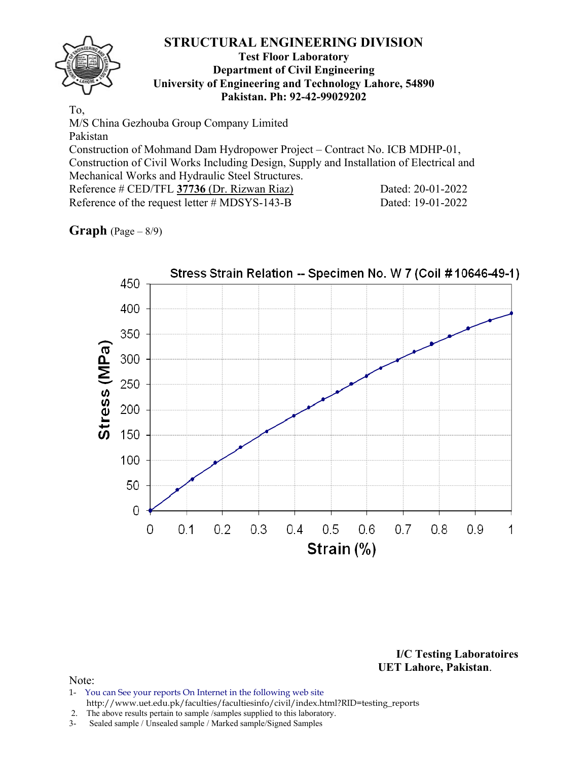# STRUCTURAL ENGINEERING DIVISION

**Test Floor Laboratory**
**Department of Civil Engineering**
**University of Engineering and Technology Lahore, 54890**
**Pakistan. Ph: 92-42-99029202**

To,
M/S China Gezhouba Group Company Limited
Pakistan
Construction of Mohmand Dam Hydropower Project – Contract No. ICB MDHP-01, Construction of Civil Works Including Design, Supply and Installation of Electrical and Mechanical Works and Hydraulic Steel Structures.
Reference # CED/TFL **37736** (Dr. Rizwan Riaz) Dated: 20-01-2022
Reference of the request letter # MDSYS-143-B Dated: 19-01-2022

**Graph** (Page – 8/9)

Stress Strain Relation -- Specimen No. W 7 (Coil # 10646-49-1)

**I/C Testing Laboratoires**
**UET Lahore, Pakistan**.

Note:
1- You can See your reports On Internet in the following web site
http://www.uet.edu.pk/faculties/facultiesinfo/civil/index.html?RID=testing_reports
2. The above results pertain to sample /samples supplied to this laboratory.
3- Sealed sample / Unsealed sample / Marked sample/Signed Samples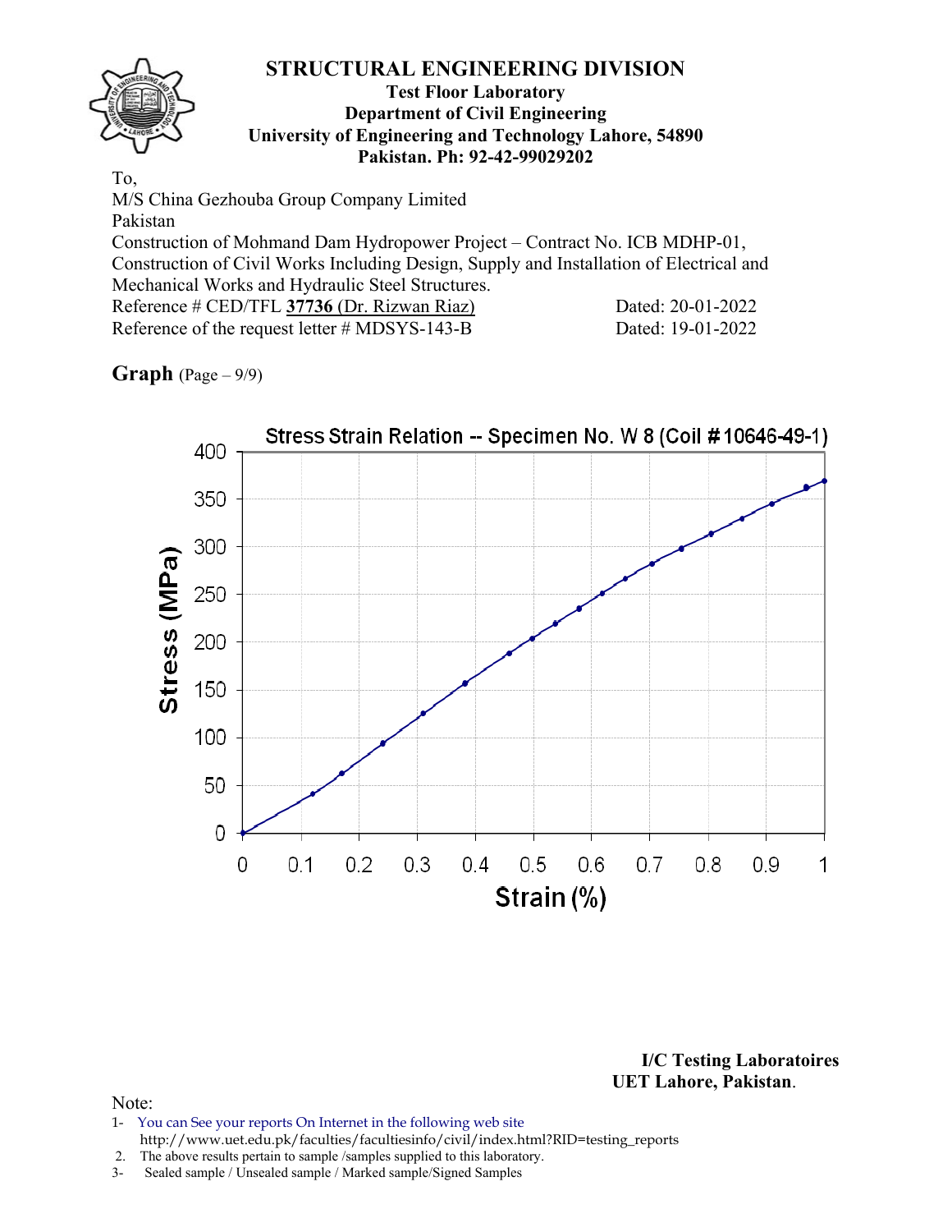# STRUCTURAL ENGINEERING DIVISION

**Test Floor Laboratory**
**Department of Civil Engineering**
**University of Engineering and Technology Lahore, 54890**
**Pakistan. Ph: 92-42-99029202**

To,
M/S China Gezhouba Group Company Limited
Pakistan
Construction of Mohmand Dam Hydropower Project – Contract No. ICB MDHP-01, Construction of Civil Works Including Design, Supply and Installation of Electrical and Mechanical Works and Hydraulic Steel Structures.

Reference # CED/TFL **37736** (Dr. Rizwan Riaz) Dated: 20-01-2022
Reference of the request letter # MDSYS-143-B Dated: 19-01-2022

**Graph** (Page – 9/9)

Stress Strain Relation -- Specimen No. W 8 (Coil #10646-49-1)

Stress (MPa) vs. Strain (%)

**I/C Testing Laboratoires**
**UET Lahore, Pakistan**.

Note:
1- You can See your reports On Internet in the following web site
http://www.uet.edu.pk/faculties/facultiesinfo/civil/index.html?RID=testing_reports
2. The above results pertain to sample /samples supplied to this laboratory.
3- Sealed sample / Unsealed sample / Marked sample/Signed Samples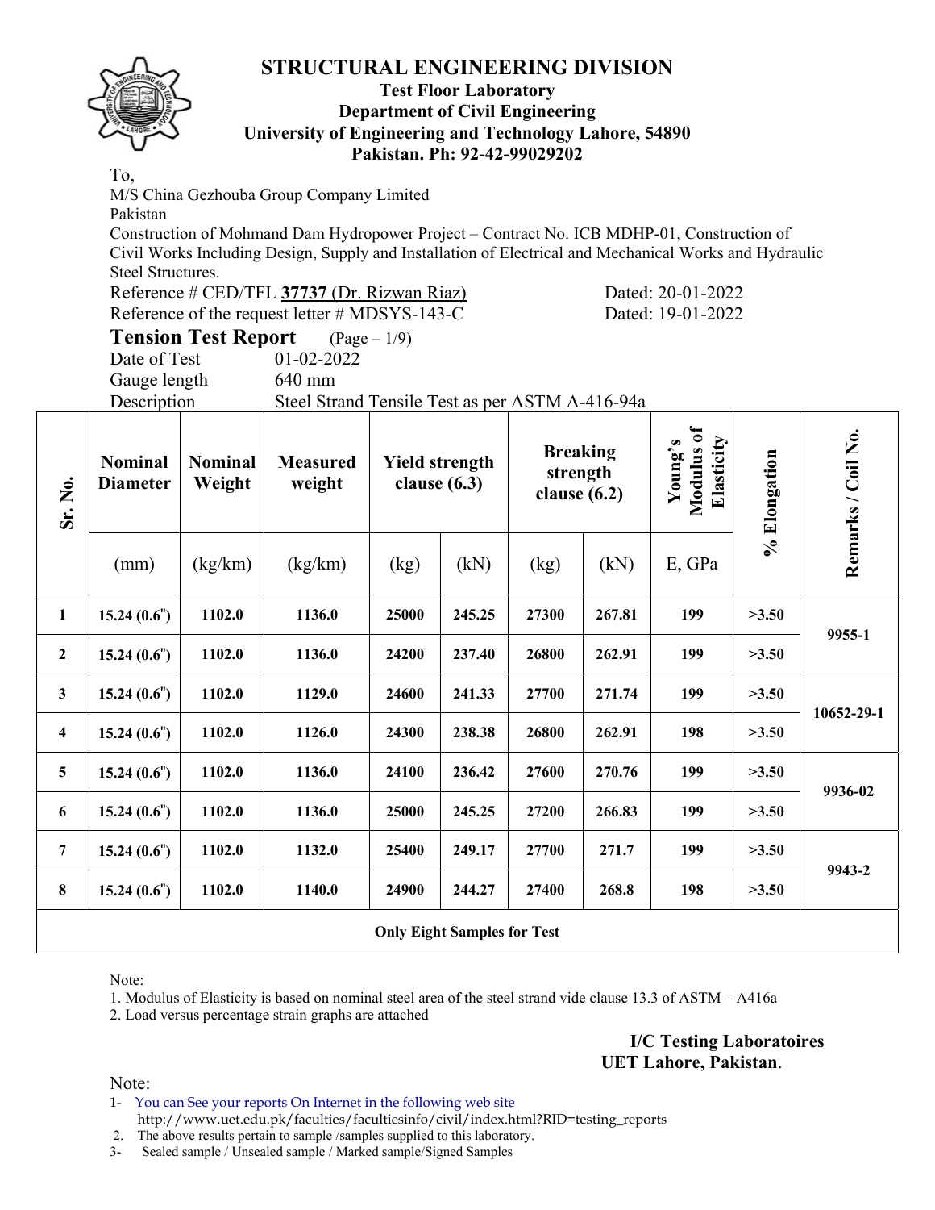# STRUCTURAL ENGINEERING DIVISION

**Test Floor Laboratory**
**Department of Civil Engineering**
**University of Engineering and Technology Lahore, 54890**
**Pakistan. Ph: 92-42-99029202**

To,
M/S China Gezhouba Group Company Limited
Pakistan
Construction of Mohmand Dam Hydropower Project – Contract No. ICB MDHP-01, Construction of Civil Works Including Design, Supply and Installation of Electrical and Mechanical Works and Hydraulic Steel Structures.

Reference # CED/TFL **37737** (Dr. Rizwan Riaz) Dated: 20-01-2022
Reference of the request letter # MDSYS-143-C Dated: 19-01-2022

## Tension Test Report (Page – 1/9)

Date of Test 01-02-2022
Gauge length 640 mm
Description Steel Strand Tensile Test as per ASTM A-416-94a

| Sr. No. | Nominal Diameter | Nominal Weight | Measured weight | Yield strength clause (6.3) | | Breaking strength clause (6.2) | | Young's Modulus of Elasticity | % Elongation | Remarks / Coil No. |
|---|---|---|---|---|---|---|---|---|---|---|
| | (mm) | (kg/km) | (kg/km) | (kg) | (kN) | (kg) | (kN) | E, GPa | | |
| **1** | **15.24 (0.6")** | **1102.0** | **1136.0** | **25000** | **245.25** | **27300** | **267.81** | **199** | **>3.50** | **9955-1** |
| **2** | **15.24 (0.6")** | **1102.0** | **1136.0** | **24200** | **237.40** | **26800** | **262.91** | **199** | **>3.50** | |
| **3** | **15.24 (0.6")** | **1102.0** | **1129.0** | **24600** | **241.33** | **27700** | **271.74** | **199** | **>3.50** | **10652-29-1** |
| **4** | **15.24 (0.6")** | **1102.0** | **1126.0** | **24300** | **238.38** | **26800** | **262.91** | **198** | **>3.50** | |
| **5** | **15.24 (0.6")** | **1102.0** | **1136.0** | **24100** | **236.42** | **27600** | **270.76** | **199** | **>3.50** | **9936-02** |
| **6** | **15.24 (0.6")** | **1102.0** | **1136.0** | **25000** | **245.25** | **27200** | **266.83** | **199** | **>3.50** | |
| **7** | **15.24 (0.6")** | **1102.0** | **1132.0** | **25400** | **249.17** | **27700** | **271.7** | **199** | **>3.50** | **9943-2** |
| **8** | **15.24 (0.6")** | **1102.0** | **1140.0** | **24900** | **244.27** | **27400** | **268.8** | **198** | **>3.50** | |
| **Only Eight Samples for Test** | | | | | | | | | | |

Note:
1. Modulus of Elasticity is based on nominal steel area of the steel strand vide clause 13.3 of ASTM – A416a
2. Load versus percentage strain graphs are attached

**I/C Testing Laboratoires**
**UET Lahore, Pakistan**.

Note:
1- You can See your reports On Internet in the following web site
http://www.uet.edu.pk/faculties/facultiesinfo/civil/index.html?RID=testing_reports
2. The above results pertain to sample /samples supplied to this laboratory.
3- Sealed sample / Unsealed sample / Marked sample/Signed Samples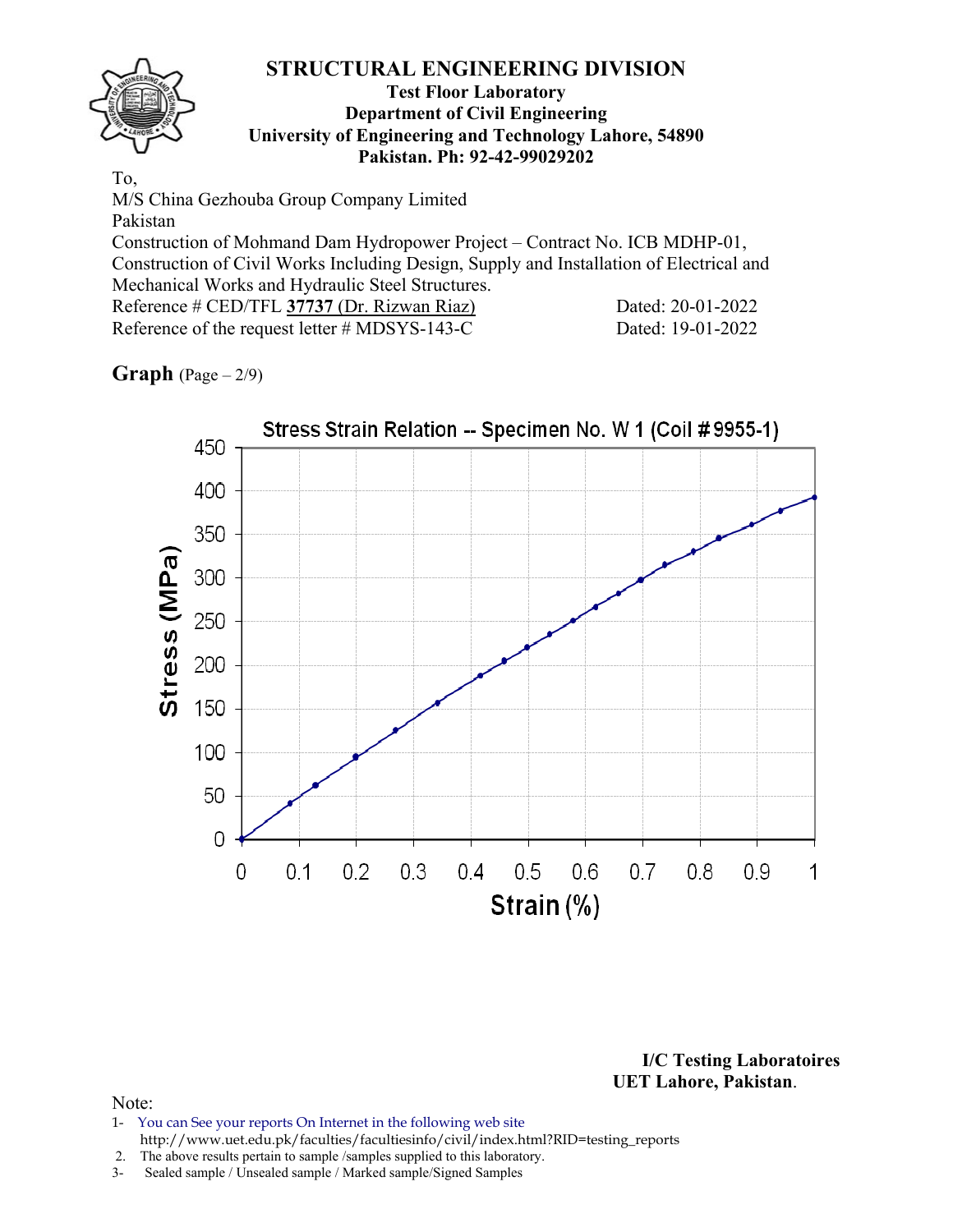# STRUCTURAL ENGINEERING DIVISION

**Test Floor Laboratory**
**Department of Civil Engineering**
**University of Engineering and Technology Lahore, 54890**
**Pakistan. Ph: 92-42-99029202**

To,
M/S China Gezhouba Group Company Limited
Pakistan
Construction of Mohmand Dam Hydropower Project – Contract No. ICB MDHP-01, Construction of Civil Works Including Design, Supply and Installation of Electrical and Mechanical Works and Hydraulic Steel Structures.
Reference # CED/TFL **37737** (Dr. Rizwan Riaz) Dated: 20-01-2022
Reference of the request letter # MDSYS-143-C Dated: 19-01-2022

**Graph** (Page – 2/9)

Stress Strain Relation -- Specimen No. W 1 (Coil # 9955-1)

Stress (MPa) vs Strain (%)

**I/C Testing Laboratoires**
**UET Lahore, Pakistan**.

Note:
1- You can See your reports On Internet in the following web site
http://www.uet.edu.pk/faculties/facultiesinfo/civil/index.html?RID=testing_reports
2. The above results pertain to sample /samples supplied to this laboratory.
3- Sealed sample / Unsealed sample / Marked sample/Signed Samples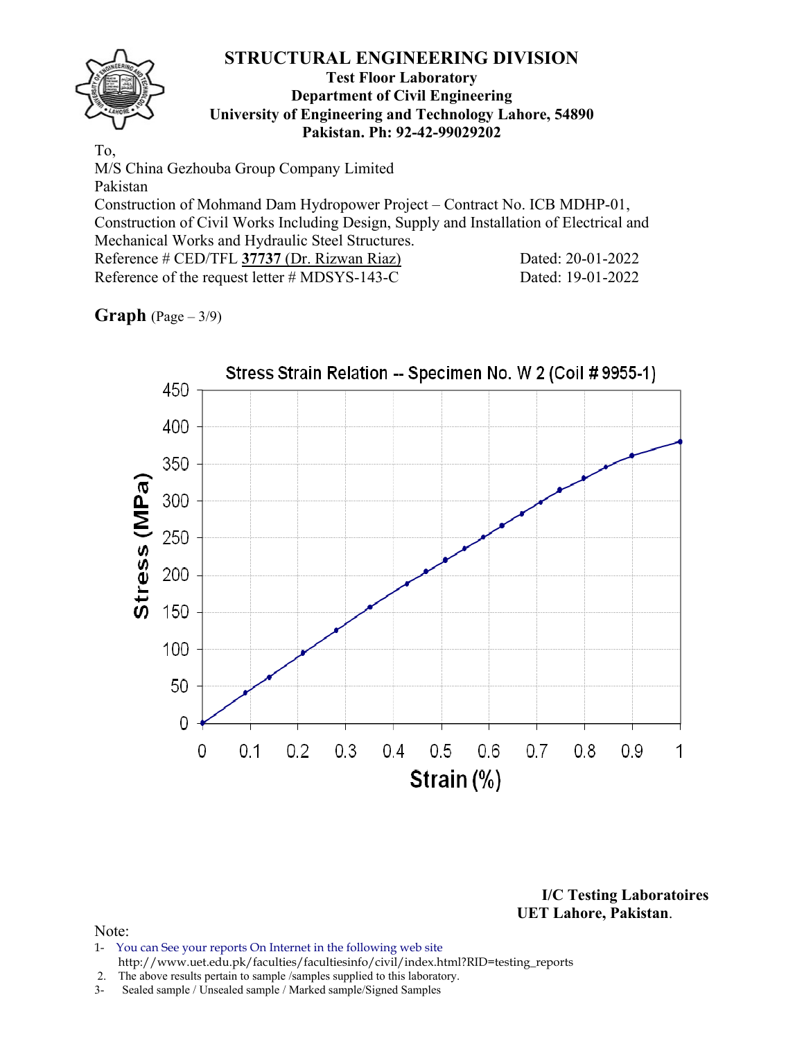# STRUCTURAL ENGINEERING DIVISION

**Test Floor Laboratory**
**Department of Civil Engineering**
**University of Engineering and Technology Lahore, 54890**
**Pakistan. Ph: 92-42-99029202**

To,
M/S China Gezhouba Group Company Limited
Pakistan
Construction of Mohmand Dam Hydropower Project – Contract No. ICB MDHP-01, Construction of Civil Works Including Design, Supply and Installation of Electrical and Mechanical Works and Hydraulic Steel Structures.
Reference # CED/TFL **37737** (Dr. Rizwan Riaz) Dated: 20-01-2022
Reference of the request letter # MDSYS-143-C Dated: 19-01-2022

**Graph** (Page – 3/9)

Stress Strain Relation -- Specimen No. W 2 (Coil # 9955-1)

Stress (MPa)

Strain (%)

**I/C Testing Laboratoires**
**UET Lahore, Pakistan.**

Note:
1- You can See your reports On Internet in the following web site
http://www.uet.edu.pk/faculties/facultiesinfo/civil/index.html?RID=testing_reports
2. The above results pertain to sample /samples supplied to this laboratory.
3- Sealed sample / Unsealed sample / Marked sample/Signed Samples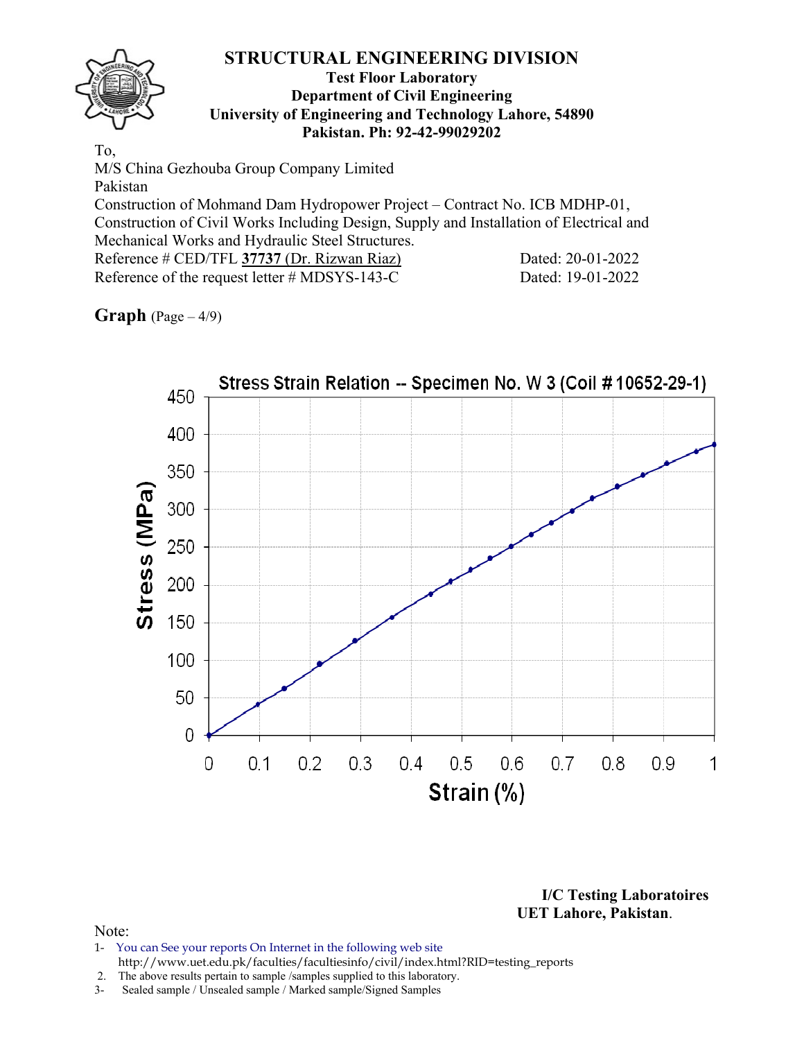# STRUCTURAL ENGINEERING DIVISION

**Test Floor Laboratory**
**Department of Civil Engineering**
**University of Engineering and Technology Lahore, 54890**
**Pakistan. Ph: 92-42-99029202**

To,
M/S China Gezhouba Group Company Limited
Pakistan
Construction of Mohmand Dam Hydropower Project – Contract No. ICB MDHP-01, Construction of Civil Works Including Design, Supply and Installation of Electrical and Mechanical Works and Hydraulic Steel Structures.
Reference # CED/TFL **37737** (Dr. Rizwan Riaz) Dated: 20-01-2022
Reference of the request letter # MDSYS-143-C Dated: 19-01-2022

**Graph** (Page – 4/9)

Stress Strain Relation -- Specimen No. W 3 (Coil # 10652-29-1)

Stress (MPa)

Strain (%)

**I/C Testing Laboratoires**
**UET Lahore, Pakistan.**

Note:
1- You can See your reports On Internet in the following web site
http://www.uet.edu.pk/faculties/facultiesinfo/civil/index.html?RID=testing_reports
2. The above results pertain to sample /samples supplied to this laboratory.
3- Sealed sample / Unsealed sample / Marked sample/Signed Samples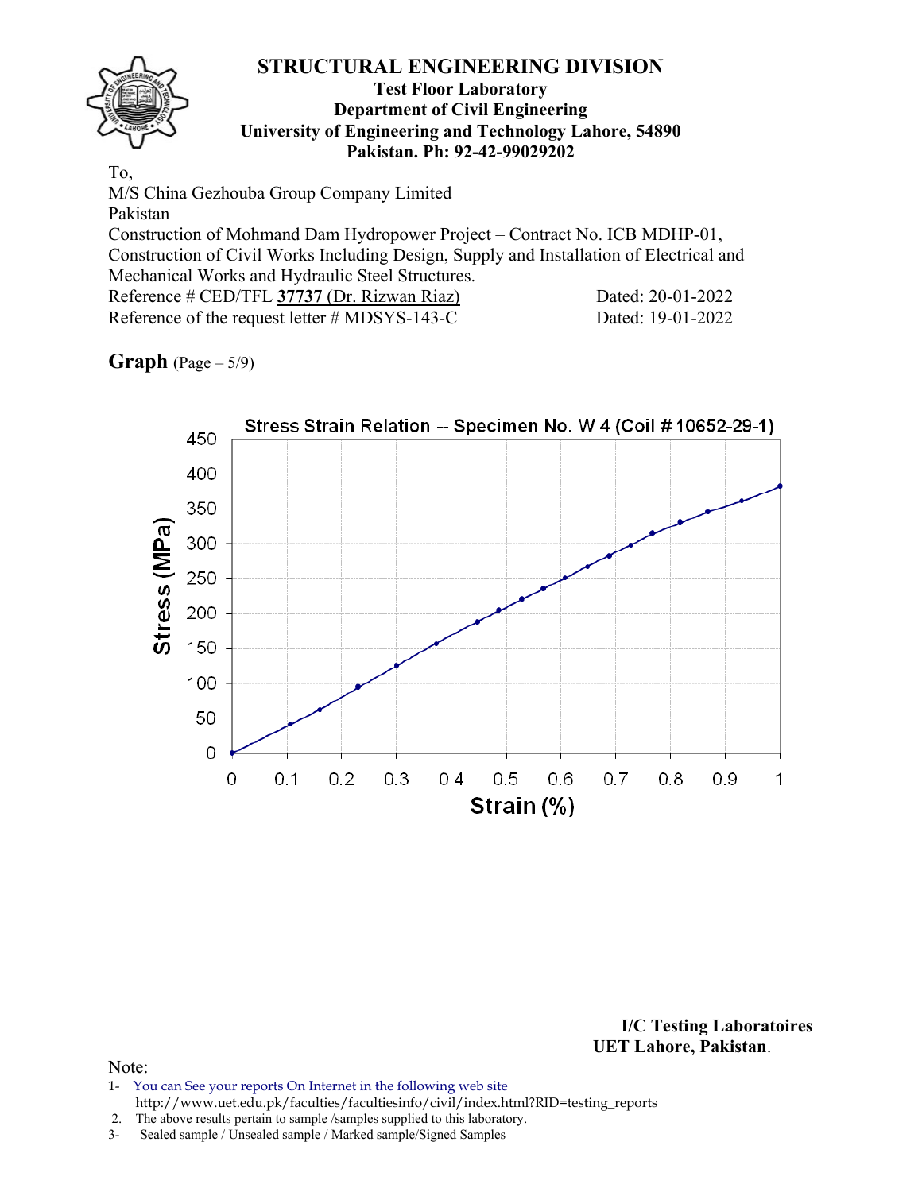# STRUCTURAL ENGINEERING DIVISION

**Test Floor Laboratory**
**Department of Civil Engineering**
**University of Engineering and Technology Lahore, 54890**
**Pakistan. Ph: 92-42-99029202**

To,
M/S China Gezhouba Group Company Limited
Pakistan
Construction of Mohmand Dam Hydropower Project – Contract No. ICB MDHP-01, Construction of Civil Works Including Design, Supply and Installation of Electrical and Mechanical Works and Hydraulic Steel Structures.
Reference # CED/TFL **37737** (Dr. Rizwan Riaz) Dated: 20-01-2022
Reference of the request letter # MDSYS-143-C Dated: 19-01-2022

**Graph** (Page – 5/9)

Stress Strain Relation -- Specimen No. W 4 (Coil # 10652-29-1)

**I/C Testing Laboratoires**
**UET Lahore, Pakistan**.

Note:
1- You can See your reports On Internet in the following web site
http://www.uet.edu.pk/faculties/facultiesinfo/civil/index.html?RID=testing_reports
2. The above results pertain to sample /samples supplied to this laboratory.
3- Sealed sample / Unsealed sample / Marked sample/Signed Samples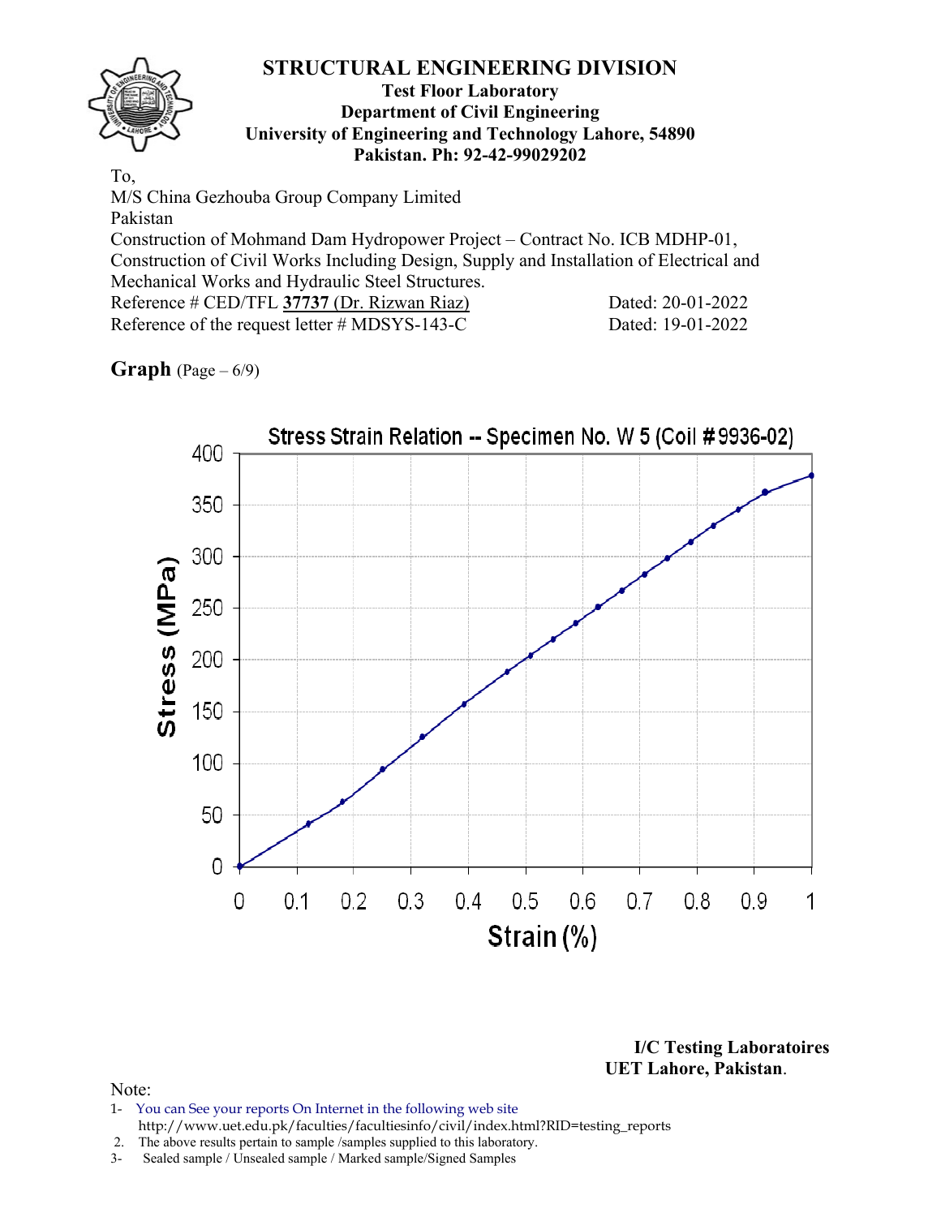# STRUCTURAL ENGINEERING DIVISION

**Test Floor Laboratory**
**Department of Civil Engineering**
**University of Engineering and Technology Lahore, 54890**
**Pakistan. Ph: 92-42-99029202**

To,
M/S China Gezhouba Group Company Limited
Pakistan
Construction of Mohmand Dam Hydropower Project – Contract No. ICB MDHP-01, Construction of Civil Works Including Design, Supply and Installation of Electrical and Mechanical Works and Hydraulic Steel Structures.

Reference # CED/TFL **37737** (Dr. Rizwan Riaz) Dated: 20-01-2022
Reference of the request letter # MDSYS-143-C Dated: 19-01-2022

**Graph** (Page – 6/9)

Stress Strain Relation -- Specimen No. W 5 (Coil # 9936-02)

Stress (MPa)

Strain (%)

**I/C Testing Laboratoires**
**UET Lahore, Pakistan.**

Note:
1- You can See your reports On Internet in the following web site
http://www.uet.edu.pk/faculties/facultiesinfo/civil/index.html?RID=testing_reports
2. The above results pertain to sample /samples supplied to this laboratory.
3- Sealed sample / Unsealed sample / Marked sample/Signed Samples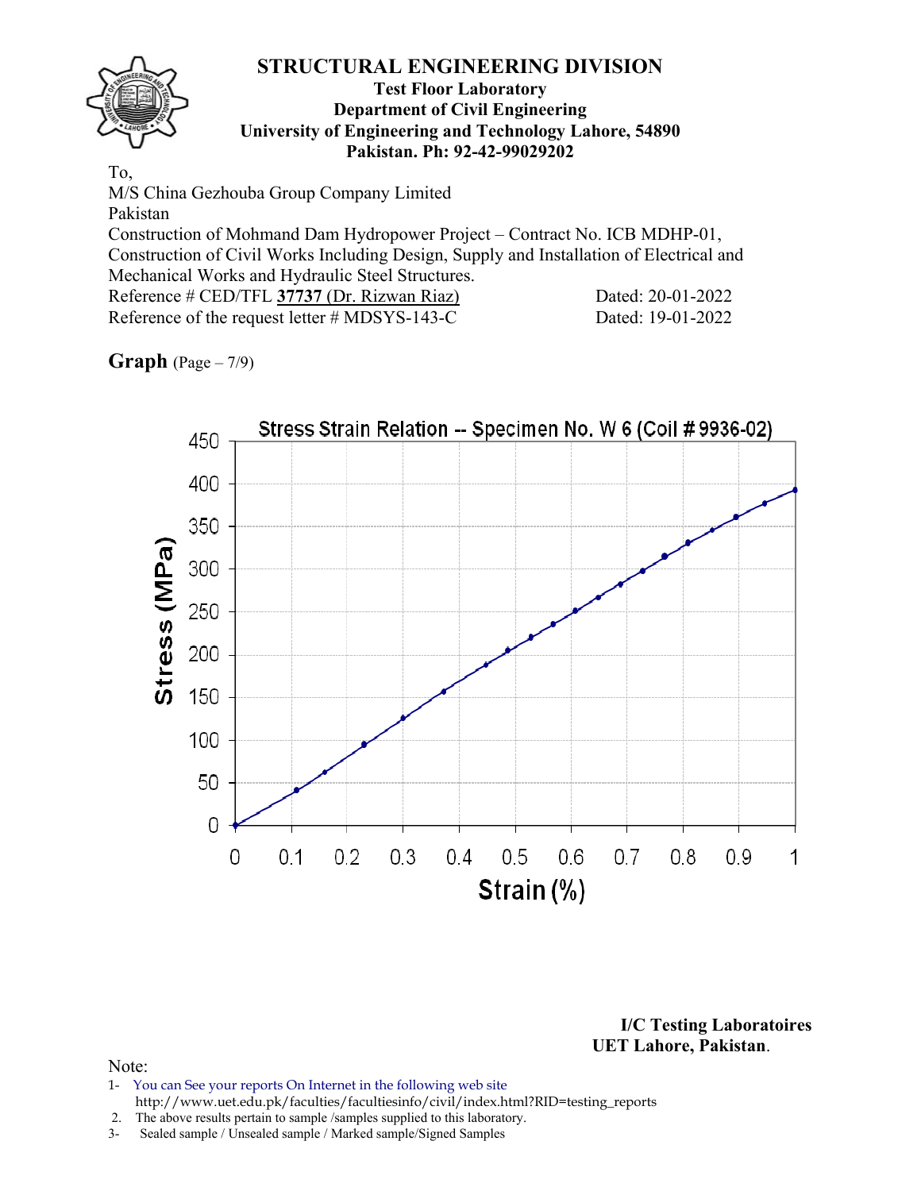# STRUCTURAL ENGINEERING DIVISION

**Test Floor Laboratory**
**Department of Civil Engineering**
**University of Engineering and Technology Lahore, 54890**
**Pakistan. Ph: 92-42-99029202**

To,
M/S China Gezhouba Group Company Limited
Pakistan
Construction of Mohmand Dam Hydropower Project – Contract No. ICB MDHP-01, Construction of Civil Works Including Design, Supply and Installation of Electrical and Mechanical Works and Hydraulic Steel Structures.

Reference # CED/TFL **37737** (Dr. Rizwan Riaz) Dated: 20-01-2022
Reference of the request letter # MDSYS-143-C Dated: 19-01-2022

**Graph** (Page – 7/9)

Stress Strain Relation -- Specimen No. W 6 (Coil # 9936-02)

Stress (MPa) vs. Strain (%)

**I/C Testing Laboratoires**
**UET Lahore, Pakistan**.

Note:

1- You can See your reports On Internet in the following web site http://www.uet.edu.pk/faculties/facultiesinfo/civil/index.html?RID=testing_reports
2. The above results pertain to sample /samples supplied to this laboratory.
3- Sealed sample / Unsealed sample / Marked sample/Signed Samples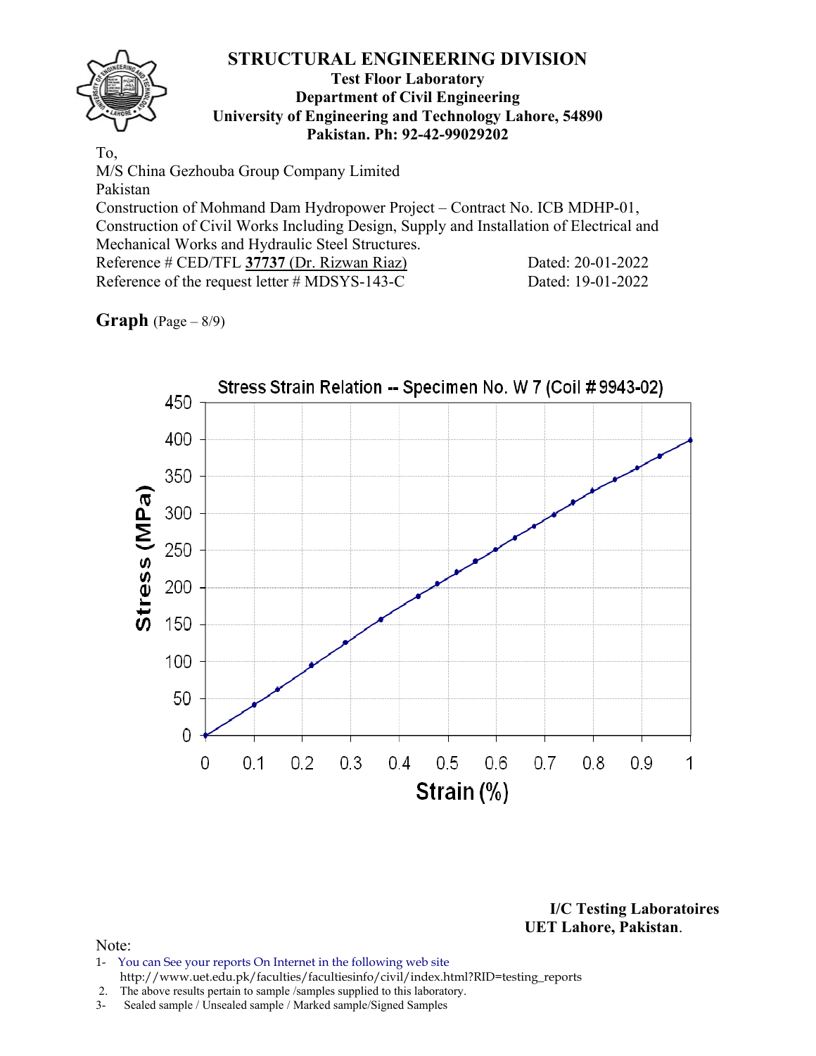# STRUCTURAL ENGINEERING DIVISION

**Test Floor Laboratory**
**Department of Civil Engineering**
**University of Engineering and Technology Lahore, 54890**
**Pakistan. Ph: 92-42-99029202**

To,
M/S China Gezhouba Group Company Limited
Pakistan
Construction of Mohmand Dam Hydropower Project – Contract No. ICB MDHP-01, Construction of Civil Works Including Design, Supply and Installation of Electrical and Mechanical Works and Hydraulic Steel Structures.

Reference # CED/TFL **37737** (Dr. Rizwan Riaz) Dated: 20-01-2022
Reference of the request letter # MDSYS-143-C Dated: 19-01-2022

**Graph** (Page – 8/9)

Stress Strain Relation -- Specimen No. W 7 (Coil # 9943-02)

Stress (MPa) vs Strain (%)

**I/C Testing Laboratoires**
**UET Lahore, Pakistan**.

Note:
1- You can See your reports On Internet in the following web site
http://www.uet.edu.pk/faculties/facultiesinfo/civil/index.html?RID=testing_reports
2. The above results pertain to sample /samples supplied to this laboratory.
3- Sealed sample / Unsealed sample / Marked sample/Signed Samples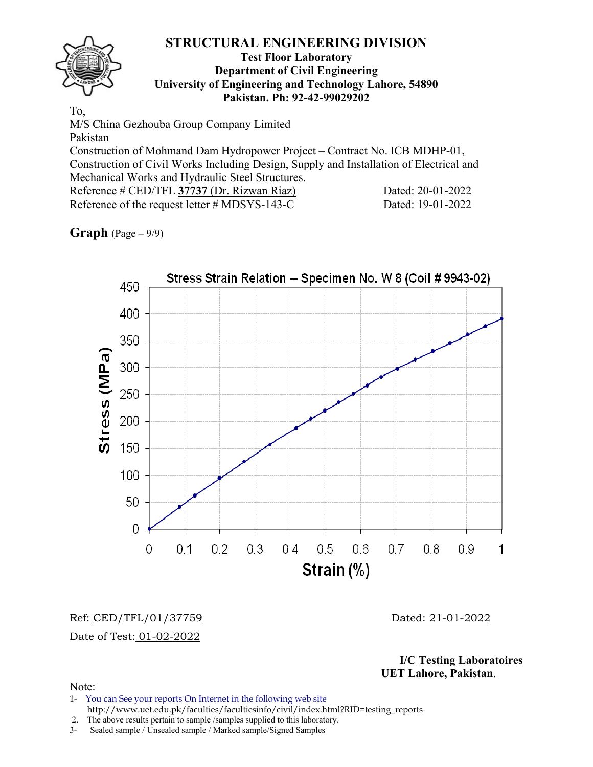# STRUCTURAL ENGINEERING DIVISION

**Test Floor Laboratory**
**Department of Civil Engineering**
**University of Engineering and Technology Lahore, 54890**
**Pakistan. Ph: 92-42-99029202**

To,
M/S China Gezhouba Group Company Limited
Pakistan
Construction of Mohmand Dam Hydropower Project – Contract No. ICB MDHP-01, Construction of Civil Works Including Design, Supply and Installation of Electrical and Mechanical Works and Hydraulic Steel Structures.
Reference # CED/TFL **37737** (Dr. Rizwan Riaz) Dated: 20-01-2022
Reference of the request letter # MDSYS-143-C Dated: 19-01-2022

**Graph** (Page – 9/9)

Stress Strain Relation -- Specimen No. W 8 (Coil # 9943-02)

Stress (MPa) vs. Strain (%)

Ref: CED/TFL/01/37759 Dated: 21-01-2022
Date of Test: 01-02-2022

**I/C Testing Laboratoires**
**UET Lahore, Pakistan.**

Note:
1- You can See your reports On Internet in the following web site http://www.uet.edu.pk/faculties/facultiesinfo/civil/index.html?RID=testing_reports
2. The above results pertain to sample /samples supplied to this laboratory.
3- Sealed sample / Unsealed sample / Marked sample/Signed Samples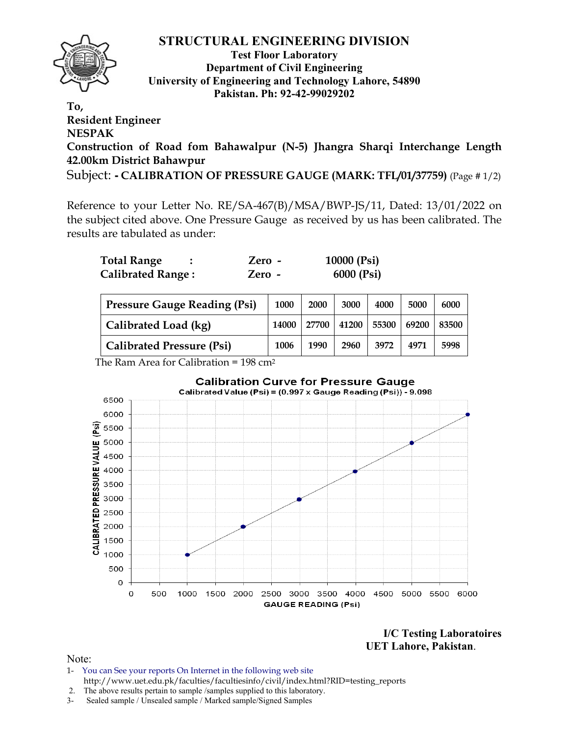# STRUCTURAL ENGINEERING DIVISION

**Test Floor Laboratory**
**Department of Civil Engineering**
**University of Engineering and Technology Lahore, 54890**
**Pakistan. Ph: 92-42-99029202**

**To,**
**Resident Engineer**
**NESPAK**
**Construction of Road fom Bahawalpur (N-5) Jhangra Sharqi Interchange Length 42.00km District Bahawpur**

Subject: **- CALIBRATION OF PRESSURE GAUGE (MARK: TFL/01/37759)** (Page # 1/2)

Reference to your Letter No. RE/SA-467(B)/MSA/BWP-JS/11, Dated: 13/01/2022 on the subject cited above. One Pressure Gauge as received by us has been calibrated. The results are tabulated as under:

**Total Range :** **Zero - 10000 (Psi)**
**Calibrated Range :** **Zero - 6000 (Psi)**

| Pressure Gauge Reading (Psi) | 1000 | 2000 | 3000 | 4000 | 5000 | 6000 |
|---|---|---|---|---|---|---|
| Calibrated Load (kg) | 14000 | 27700 | 41200 | 55300 | 69200 | 83500 |
| Calibrated Pressure (Psi) | 1006 | 1990 | 2960 | 3972 | 4971 | 5998 |

The Ram Area for Calibration = 198 $cm^2$

**Calibration Curve for Pressure Gauge**
Calibrated Value (Psi) = (0.997 x Gauge Reading (Psi)) - 9.098

**I/C Testing Laboratoires**
**UET Lahore, Pakistan.**

Note:

1- You can See your reports On Internet in the following web site
http://www.uet.edu.pk/faculties/facultiesinfo/civil/index.html?RID=testing_reports
2. The above results pertain to sample /samples supplied to this laboratory.
3- Sealed sample / Unsealed sample / Marked sample/Signed Samples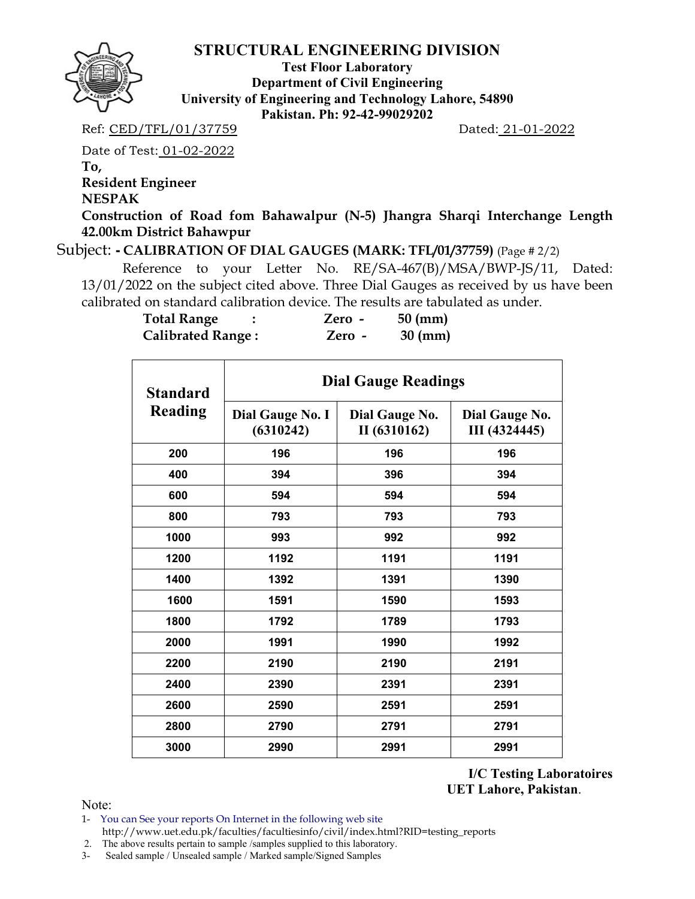# STRUCTURAL ENGINEERING DIVISION

**Test Floor Laboratory**
**Department of Civil Engineering**
**University of Engineering and Technology Lahore, 54890**
**Pakistan. Ph: 92-42-99029202**

Ref: CED/TFL/01/37759 Dated: 21-01-2022

Date of Test: 01-02-2022

**To,**

**Resident Engineer**

**NESPAK**

**Construction of Road fom Bahawalpur (N-5) Jhangra Sharqi Interchange Length 42.00km District Bahawpur**

Subject: **- CALIBRATION OF DIAL GAUGES (MARK: TFL/01/37759)** (Page # 2/2)

Reference to your Letter No. RE/SA-467(B)/MSA/BWP-JS/11, Dated: 13/01/2022 on the subject cited above. Three Dial Gauges as received by us have been calibrated on standard calibration device. The results are tabulated as under.

**Total Range : Zero - 50 (mm)**
**Calibrated Range : Zero - 30 (mm)**

| Standard Reading | Dial Gauge Readings | | |
|---|---|---|---|
| | Dial Gauge No. I (6310242) | Dial Gauge No. II (6310162) | Dial Gauge No. III (4324445) |
| 200 | 196 | 196 | 196 |
| 400 | 394 | 396 | 394 |
| 600 | 594 | 594 | 594 |
| 800 | 793 | 793 | 793 |
| 1000 | 993 | 992 | 992 |
| 1200 | 1192 | 1191 | 1191 |
| 1400 | 1392 | 1391 | 1390 |
| 1600 | 1591 | 1590 | 1593 |
| 1800 | 1792 | 1789 | 1793 |
| 2000 | 1991 | 1990 | 1992 |
| 2200 | 2190 | 2190 | 2191 |
| 2400 | 2390 | 2391 | 2391 |
| 2600 | 2590 | 2591 | 2591 |
| 2800 | 2790 | 2791 | 2791 |
| 3000 | 2990 | 2991 | 2991 |

**I/C Testing Laboratoires**
**UET Lahore, Pakistan**.

Note:

1- You can See your reports On Internet in the following web site
http://www.uet.edu.pk/faculties/facultiesinfo/civil/index.html?RID=testing_reports
2. The above results pertain to sample /samples supplied to this laboratory.
3- Sealed sample / Unsealed sample / Marked sample/Signed Samples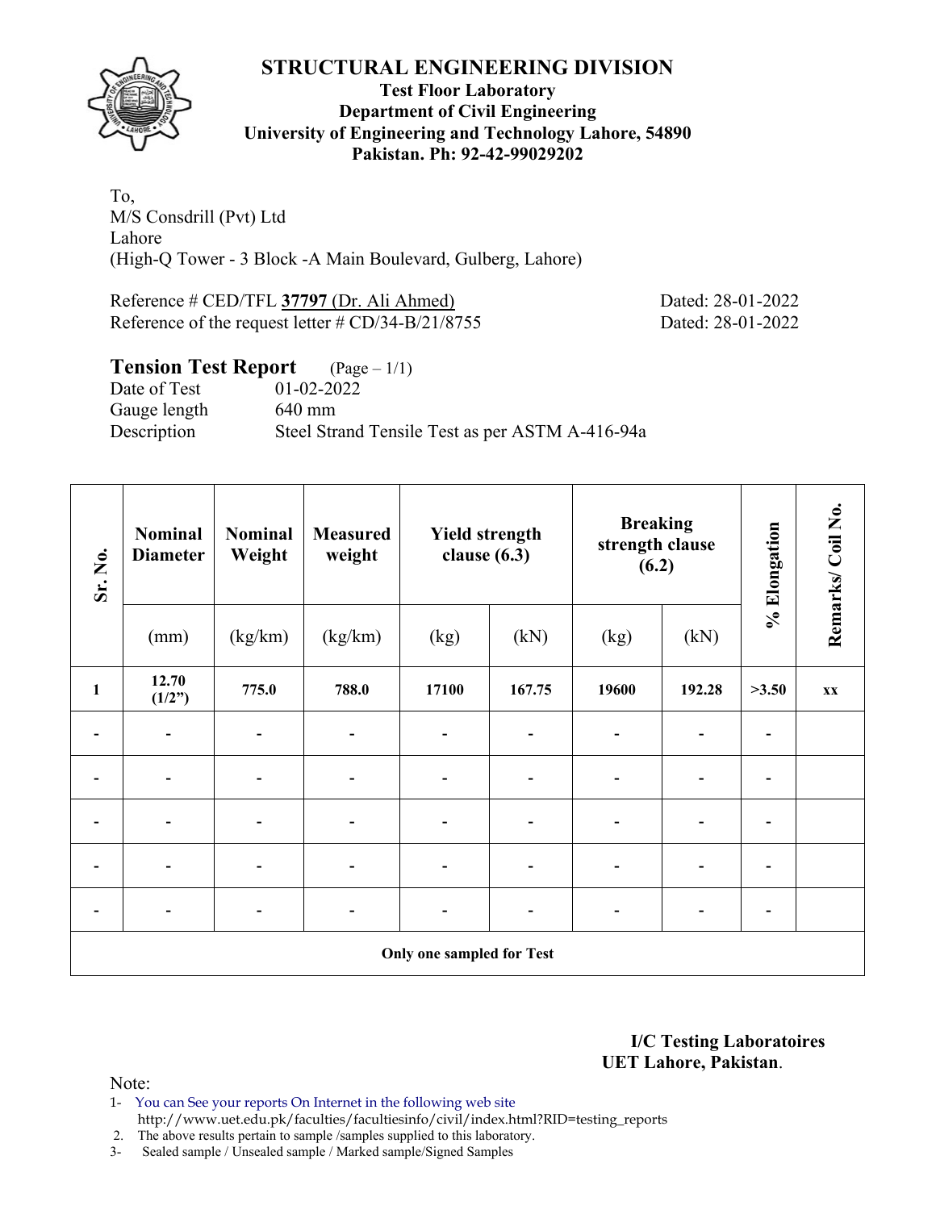# STRUCTURAL ENGINEERING DIVISION

**Test Floor Laboratory**
**Department of Civil Engineering**
**University of Engineering and Technology Lahore, 54890**
**Pakistan. Ph: 92-42-99029202**

To,
M/S Consdrill (Pvt) Ltd
Lahore
(High-Q Tower - 3 Block -A Main Boulevard, Gulberg, Lahore)

Reference # CED/TFL **37797** (Dr. Ali Ahmed) Dated: 28-01-2022
Reference of the request letter # CD/34-B/21/8755 Dated: 28-01-2022

## Tension Test Report (Page – 1/1)

Date of Test 01-02-2022
Gauge length 640 mm
Description Steel Strand Tensile Test as per ASTM A-416-94a

| Sr. No. | Nominal Diameter | Nominal Weight | Measured weight | Yield strength clause (6.3) | | Breaking strength clause (6.2) | | % Elongation | Remarks/ Coil No. |
|---|---|---|---|---|---|---|---|---|---|
| | (mm) | (kg/km) | (kg/km) | (kg) | (kN) | (kg) | (kN) | | |
| **1** | **12.70 (1/2")** | **775.0** | **788.0** | **17100** | **167.75** | **19600** | **192.28** | **>3.50** | **xx** |
| - | - | - | - | - | - | - | - | - | |
| - | - | - | - | - | - | - | - | - | |
| - | - | - | - | - | - | - | - | - | |
| - | - | - | - | - | - | - | - | - | |
| - | - | - | - | - | - | - | - | - | |
| **Only one sampled for Test** | | | | | | | | | |

**I/C Testing Laboratoires**
**UET Lahore, Pakistan**.

Note:
1- You can See your reports On Internet in the following web site
http://www.uet.edu.pk/faculties/facultiesinfo/civil/index.html?RID=testing_reports
2. The above results pertain to sample /samples supplied to this laboratory.
3- Sealed sample / Unsealed sample / Marked sample/Signed Samples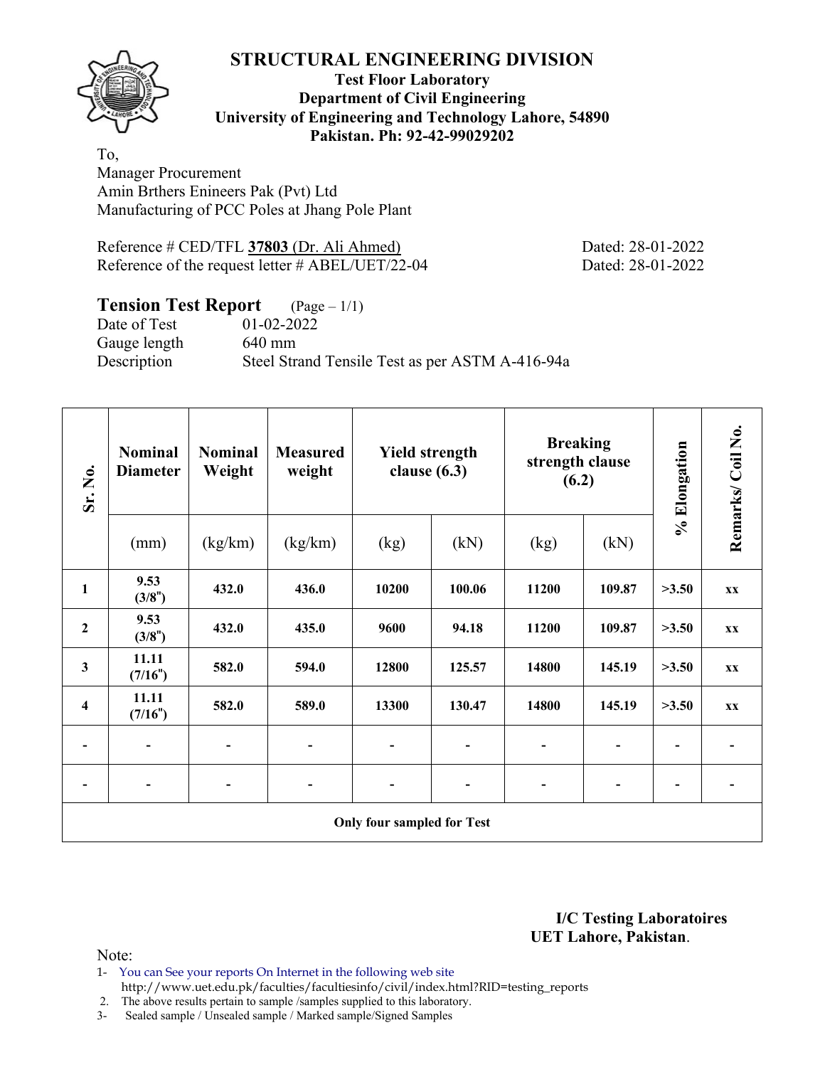# STRUCTURAL ENGINEERING DIVISION

**Test Floor Laboratory**
**Department of Civil Engineering**
**University of Engineering and Technology Lahore, 54890**
**Pakistan. Ph: 92-42-99029202**

To,
Manager Procurement
Amin Brthers Enineers Pak (Pvt) Ltd
Manufacturing of PCC Poles at Jhang Pole Plant

Reference # CED/TFL **37803** (Dr. Ali Ahmed) Dated: 28-01-2022
Reference of the request letter # ABEL/UET/22-04 Dated: 28-01-2022

## Tension Test Report (Page – 1/1)

Date of Test 01-02-2022
Gauge length 640 mm
Description Steel Strand Tensile Test as per ASTM A-416-94a

| Sr. No. | Nominal Diameter | Nominal Weight | Measured weight | Yield strength clause (6.3) | | Breaking strength clause (6.2) | | % Elongation | Remarks/ Coil No. |
|---|---|---|---|---|---|---|---|---|---|
| | (mm) | (kg/km) | (kg/km) | (kg) | (kN) | (kg) | (kN) | | |
| 1 | 9.53 (3/8") | 432.0 | 436.0 | 10200 | 100.06 | 11200 | 109.87 | >3.50 | xx |
| 2 | 9.53 (3/8") | 432.0 | 435.0 | 9600 | 94.18 | 11200 | 109.87 | >3.50 | xx |
| 3 | 11.11 (7/16") | 582.0 | 594.0 | 12800 | 125.57 | 14800 | 145.19 | >3.50 | xx |
| 4 | 11.11 (7/16") | 582.0 | 589.0 | 13300 | 130.47 | 14800 | 145.19 | >3.50 | xx |
| - | - | - | - | - | - | - | - | - | - |
| - | - | - | - | - | - | - | - | - | - |
| **Only four sampled for Test** | | | | | | | | | |

**I/C Testing Laboratoires**
**UET Lahore, Pakistan**.

Note:
1- You can See your reports On Internet in the following web site
http://www.uet.edu.pk/faculties/facultiesinfo/civil/index.html?RID=testing_reports
2. The above results pertain to sample /samples supplied to this laboratory.
3- Sealed sample / Unsealed sample / Marked sample/Signed Samples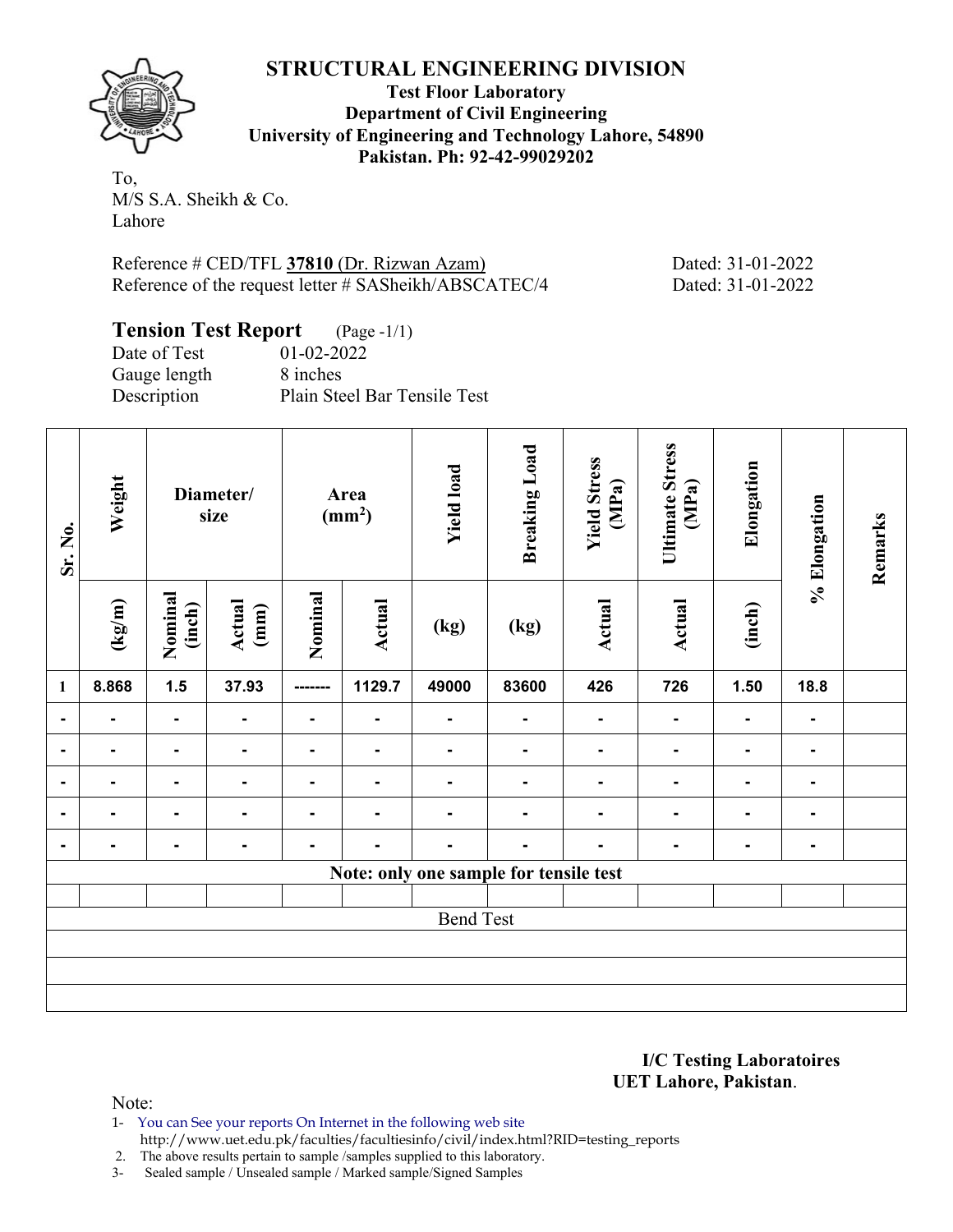## STRUCTURAL ENGINEERING DIVISION

**Test Floor Laboratory**
**Department of Civil Engineering**
**University of Engineering and Technology Lahore, 54890**
**Pakistan. Ph: 92-42-99029202**

To,
M/S S.A. Sheikh & Co.
Lahore

Reference # CED/TFL **37810** (Dr. Rizwan Azam) Dated: 31-01-2022
Reference of the request letter # SASheikh/ABSCATEC/4 Dated: 31-01-2022

### Tension Test Report (Page -1/1)

Date of Test 01-02-2022
Gauge length 8 inches
Description Plain Steel Bar Tensile Test

| Sr. No. | Weight | Diameter/ size | | Area ($mm^2$) | | Yield load | Breaking Load | Yield Stress (MPa) | Ultimate Stress (MPa) | Elongation | % Elongation | Remarks |
|---|---|---|---|---|---|---|---|---|---|---|---|---|
| | (kg/m) | Nominal (inch) | Actual (mm) | Nominal | Actual | (kg) | (kg) | Actual | Actual | (inch) | | |
| 1 | 8.868 | 1.5 | 37.93 | ------- | 1129.7 | 49000 | 83600 | 426 | 726 | 1.50 | 18.8 | |
| - | - | - | - | - | - | - | - | - | - | - | - | |
| - | - | - | - | - | - | - | - | - | - | - | - | |
| - | - | - | - | - | - | - | - | - | - | - | - | |
| - | - | - | - | - | - | - | - | - | - | - | - | |
| - | - | - | - | - | - | - | - | - | - | - | - | |
| Note: only one sample for tensile test | | | | | | | | | | | | |
| Bend Test | | | | | | | | | | | | |

**I/C Testing Laboratoires**
**UET Lahore, Pakistan**.

Note:
1- You can See your reports On Internet in the following web site
http://www.uet.edu.pk/faculties/facultiesinfo/civil/index.html?RID=testing_reports
2. The above results pertain to sample /samples supplied to this laboratory.
3- Sealed sample / Unsealed sample / Marked sample/Signed Samples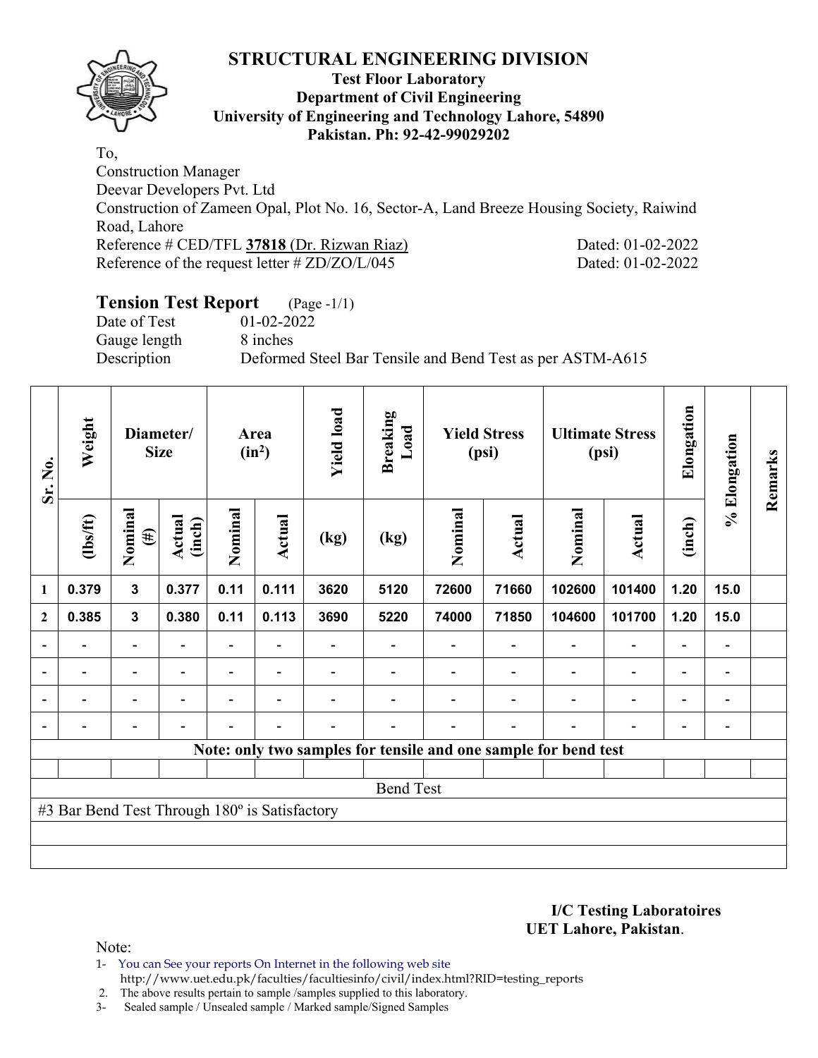# STRUCTURAL ENGINEERING DIVISION

**Test Floor Laboratory**
**Department of Civil Engineering**
**University of Engineering and Technology Lahore, 54890**
**Pakistan. Ph: 92-42-99029202**

To,
Construction Manager
Deevar Developers Pvt. Ltd
Construction of Zameen Opal, Plot No. 16, Sector-A, Land Breeze Housing Society, Raiwind Road, Lahore
Reference # CED/TFL **37818** (Dr. Rizwan Riaz) Dated: 01-02-2022
Reference of the request letter # ZD/ZO/L/045 Dated: 01-02-2022

## Tension Test Report (Page -1/1)

Date of Test 01-02-2022
Gauge length 8 inches
Description Deformed Steel Bar Tensile and Bend Test as per ASTM-A615

| Sr. No. | Weight | Diameter/ Size | | Area ($in^2$) | | Yield load | Breaking Load | Yield Stress (psi) | | Ultimate Stress (psi) | | Elongation | % Elongation | Remarks |
|---|---|---|---|---|---|---|---|---|---|---|---|---|---|---|
| | (lbs/ft) | Nominal (#) | Actual (inch) | Nominal | Actual | (kg) | (kg) | Nominal | Actual | Nominal | Actual | (inch) | | |
| 1 | 0.379 | 3 | 0.377 | 0.11 | 0.111 | 3620 | 5120 | 72600 | 71660 | 102600 | 101400 | 1.20 | 15.0 | |
| 2 | 0.385 | 3 | 0.380 | 0.11 | 0.113 | 3690 | 5220 | 74000 | 71850 | 104600 | 101700 | 1.20 | 15.0 | |
| - | - | - | - | - | - | - | - | - | - | - | - | - | - | |
| - | - | - | - | - | - | - | - | - | - | - | - | - | - | |
| - | - | - | - | - | - | - | - | - | - | - | - | - | - | |
| - | - | - | - | - | - | - | - | - | - | - | - | - | - | |
| Note: only two samples for tensile and one sample for bend test | | | | | | | | | | | | | | |
| Bend Test | | | | | | | | | | | | | | |
| #3 Bar Bend Test Through 180º is Satisfactory | | | | | | | | | | | | | | |

**I/C Testing Laboratoires**
**UET Lahore, Pakistan**.

Note:
1- You can See your reports On Internet in the following web site http://www.uet.edu.pk/faculties/facultiesinfo/civil/index.html?RID=testing_reports
2. The above results pertain to sample /samples supplied to this laboratory.
3- Sealed sample / Unsealed sample / Marked sample/Signed Samples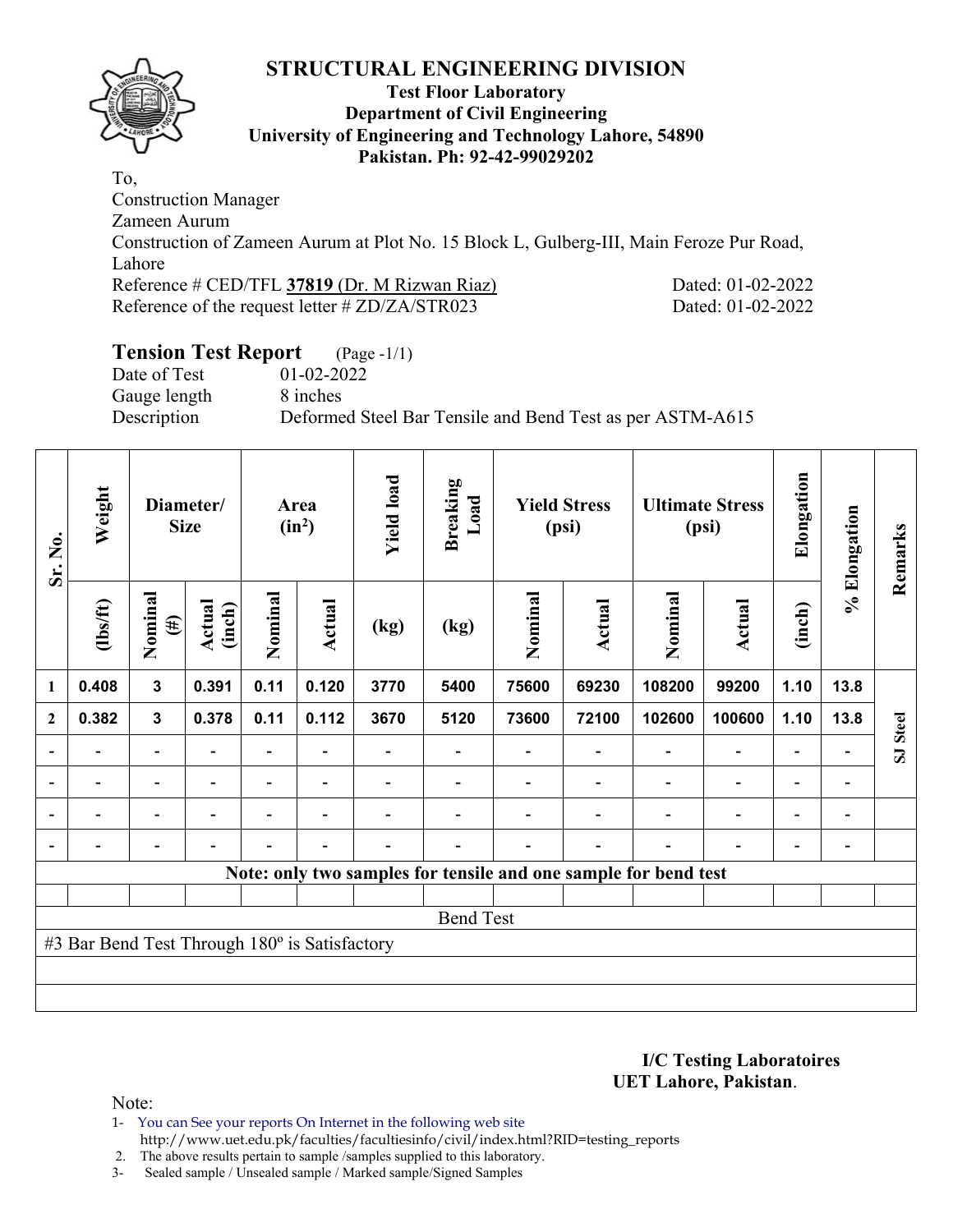# STRUCTURAL ENGINEERING DIVISION

**Test Floor Laboratory**
**Department of Civil Engineering**
**University of Engineering and Technology Lahore, 54890**
**Pakistan. Ph: 92-42-99029202**

To,
Construction Manager
Zameen Aurum
Construction of Zameen Aurum at Plot No. 15 Block L, Gulberg-III, Main Feroze Pur Road, Lahore
Reference # CED/TFL **37819** (Dr. M Rizwan Riaz) Dated: 01-02-2022
Reference of the request letter # ZD/ZA/STR023 Dated: 01-02-2022

## Tension Test Report (Page -1/1)

Date of Test 01-02-2022
Gauge length 8 inches
Description Deformed Steel Bar Tensile and Bend Test as per ASTM-A615

| Sr. No. | Weight | Diameter/ Size | | Area ($in^2$) | | Yield load | Breaking Load | Yield Stress (psi) | | Ultimate Stress (psi) | | Elongation | % Elongation | Remarks |
|---|---|---|---|---|---|---|---|---|---|---|---|---|---|---|
| | (lbs/ft) | Nominal (#) | Actual (inch) | Nominal | Actual | (kg) | (kg) | Nominal | Actual | Nominal | Actual | (inch) | | |
| 1 | 0.408 | 3 | 0.391 | 0.11 | 0.120 | 3770 | 5400 | 75600 | 69230 | 108200 | 99200 | 1.10 | 13.8 | SJ Steel |
| 2 | 0.382 | 3 | 0.378 | 0.11 | 0.112 | 3670 | 5120 | 73600 | 72100 | 102600 | 100600 | 1.10 | 13.8 | |
| - | - | - | - | - | - | - | - | - | - | - | - | - | - | |
| - | - | - | - | - | - | - | - | - | - | - | - | - | - | |
| - | - | - | - | - | - | - | - | - | - | - | - | - | - | |
| - | - | - | - | - | - | - | - | - | - | - | - | - | - | |
| Note: only two samples for tensile and one sample for bend test | | | | | | | | | | | | | | |
| | | | | | | | | | | | | | | |
| Bend Test | | | | | | | | | | | | | | |
| #3 Bar Bend Test Through 180º is Satisfactory | | | | | | | | | | | | | | |

**I/C Testing Laboratoires**
**UET Lahore, Pakistan**.

Note:
1- You can See your reports On Internet in the following web site
http://www.uet.edu.pk/faculties/facultiesinfo/civil/index.html?RID=testing_reports
2. The above results pertain to sample /samples supplied to this laboratory.
3- Sealed sample / Unsealed sample / Marked sample/Signed Samples